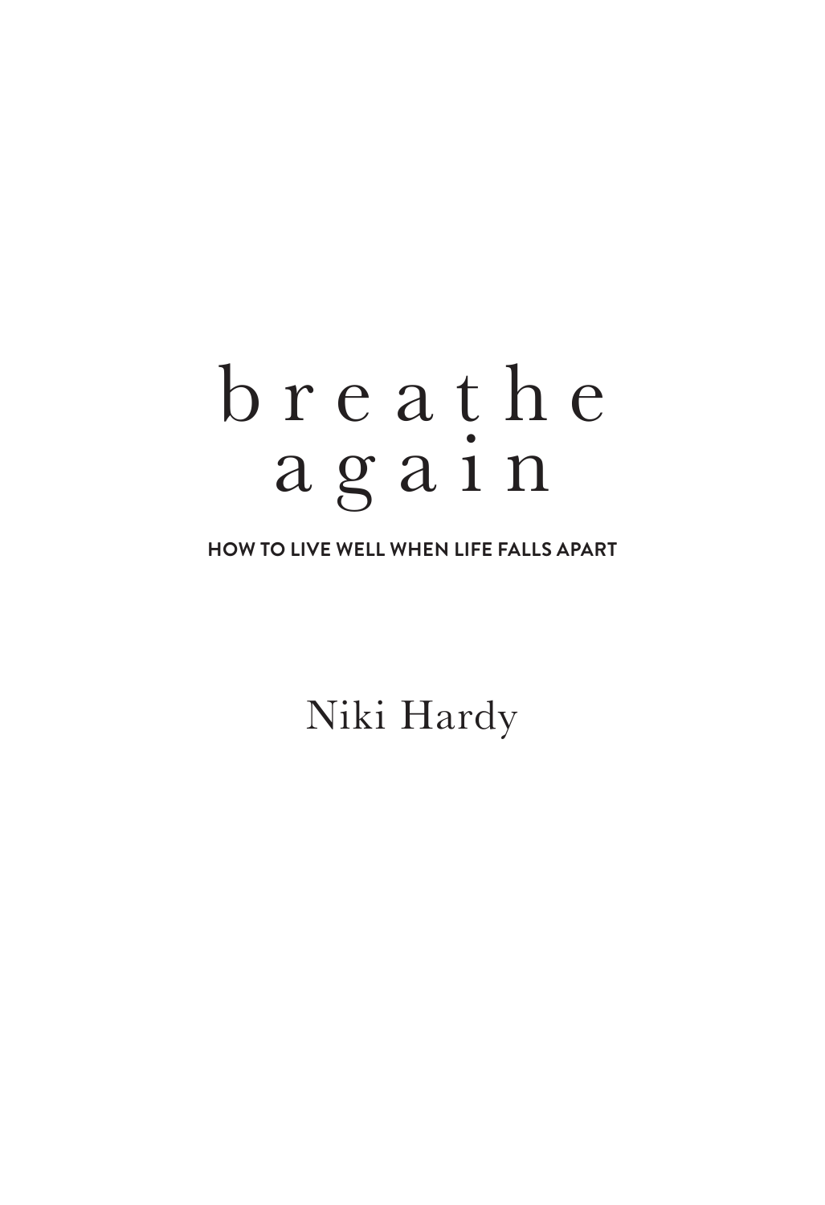# breathe again

**HOW TO LIVE WELL WHEN LIFE FALLS APART**

Niki Hardy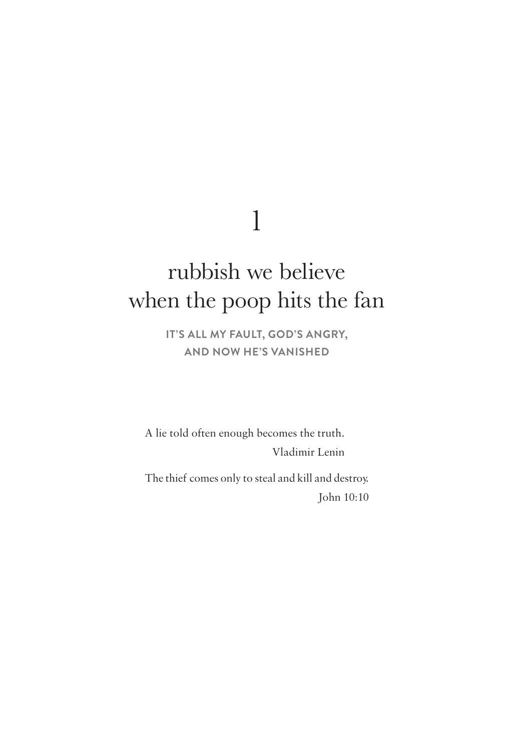# 1

# rubbish we believe when the poop hits the fan

**IT'S ALL MY FAULT, GOD'S ANGRY, AND NOW HE'S VANISHED**

A lie told often enough becomes the truth.

Vladimir Lenin

The thief comes only to steal and kill and destroy.

John 10:10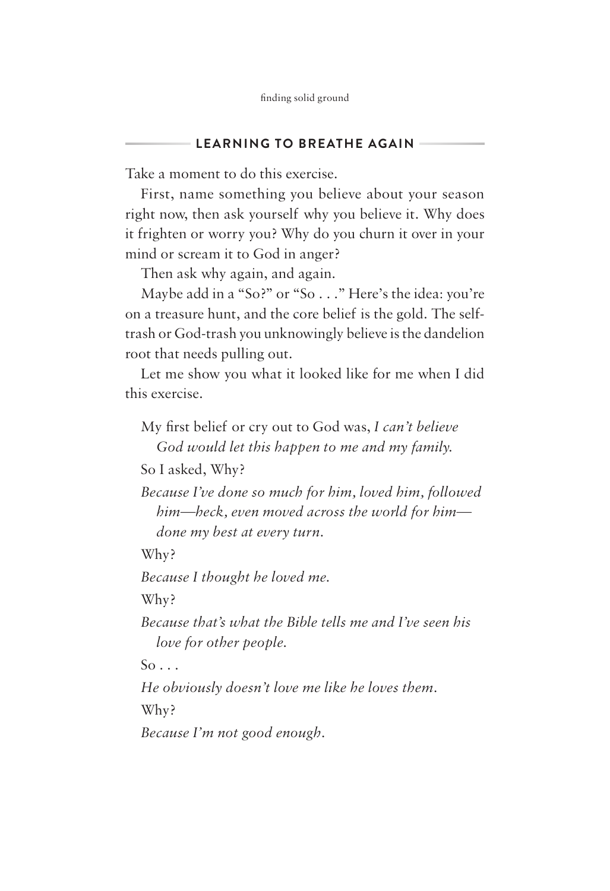## LEARNING TO BREATHE AGAIN

Take a moment to do this exercise.

First, name something you believe about your season right now, then ask yourself why you believe it. Why does it frighten or worry you? Why do you churn it over in your mind or scream it to God in anger?

Then ask why again, and again.

Maybe add in a "So?" or "So . . ." Here's the idea: you're on a treasure hunt, and the core belief is the gold. The self-trash or God-trash you unknowingly believe is the dandelion root that needs pulling out.

Let me show you what it looked like for me when I did this exercise.

> My first belief or cry out to God was, *I can't believe God would let this happen to me and my family.*
>
> So I asked, Why?
>
> *Because I've done so much for him, loved him, followed him—heck, even moved across the world for him—done my best at every turn.*
>
> Why?
>
> *Because I thought he loved me.*
>
> Why?
>
> *Because that's what the Bible tells me and I've seen his love for other people.*
>
> So . . .
>
> *He obviously doesn't love me like he loves them.*
>
> Why?
>
> *Because I'm not good enough.*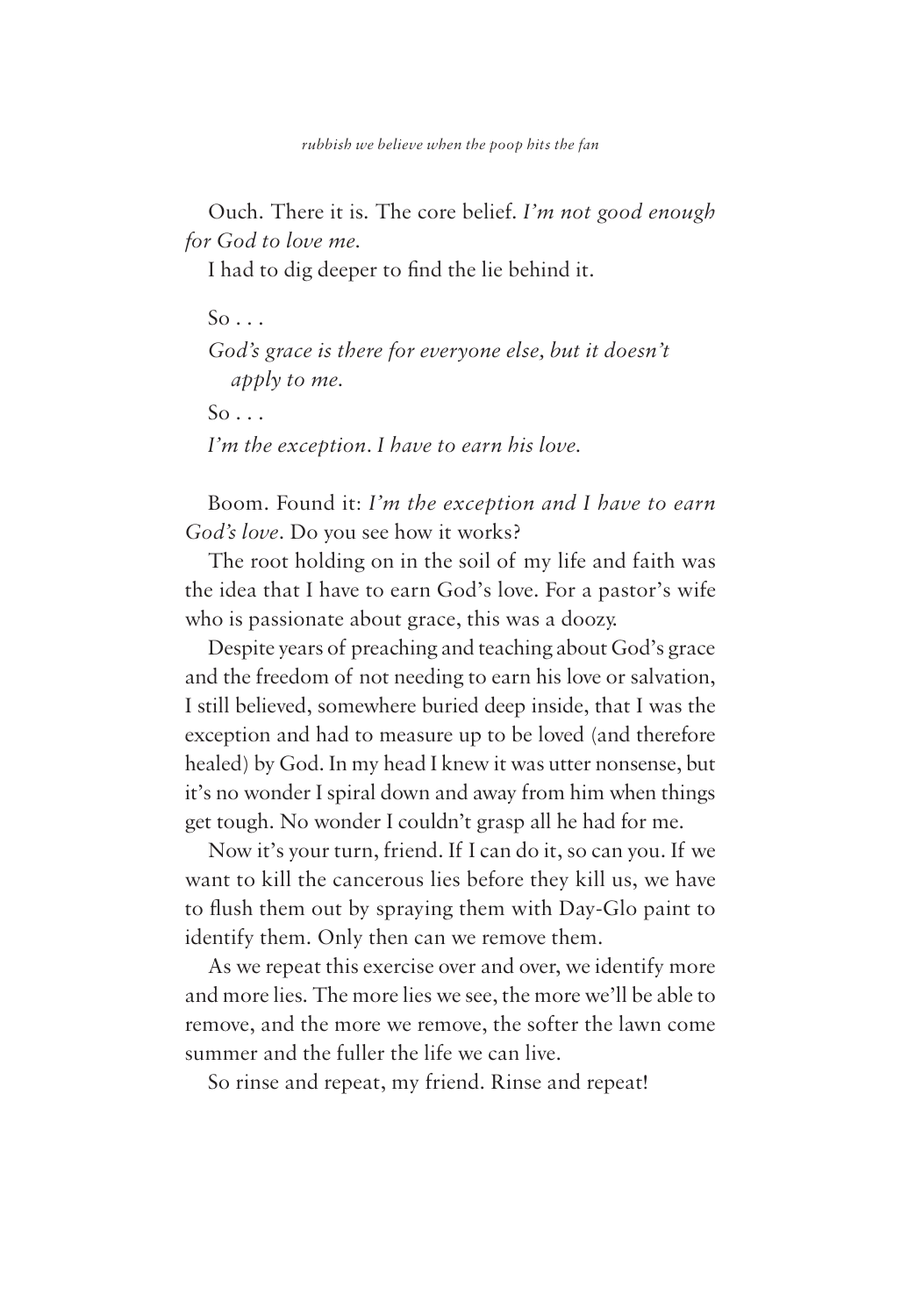Ouch. There it is. The core belief. *I'm not good enough for God to love me.*

I had to dig deeper to find the lie behind it.

> So . . .
>
> *God's grace is there for everyone else, but it doesn't apply to me.*
>
> So . . .
>
> *I'm the exception. I have to earn his love.*

Boom. Found it: *I'm the exception and I have to earn God's love*. Do you see how it works?

The root holding on in the soil of my life and faith was the idea that I have to earn God's love. For a pastor's wife who is passionate about grace, this was a doozy.

Despite years of preaching and teaching about God's grace and the freedom of not needing to earn his love or salvation, I still believed, somewhere buried deep inside, that I was the exception and had to measure up to be loved (and therefore healed) by God. In my head I knew it was utter nonsense, but it's no wonder I spiral down and away from him when things get tough. No wonder I couldn't grasp all he had for me.

Now it's your turn, friend. If I can do it, so can you. If we want to kill the cancerous lies before they kill us, we have to flush them out by spraying them with Day-Glo paint to identify them. Only then can we remove them.

As we repeat this exercise over and over, we identify more and more lies. The more lies we see, the more we'll be able to remove, and the more we remove, the softer the lawn come summer and the fuller the life we can live.

So rinse and repeat, my friend. Rinse and repeat!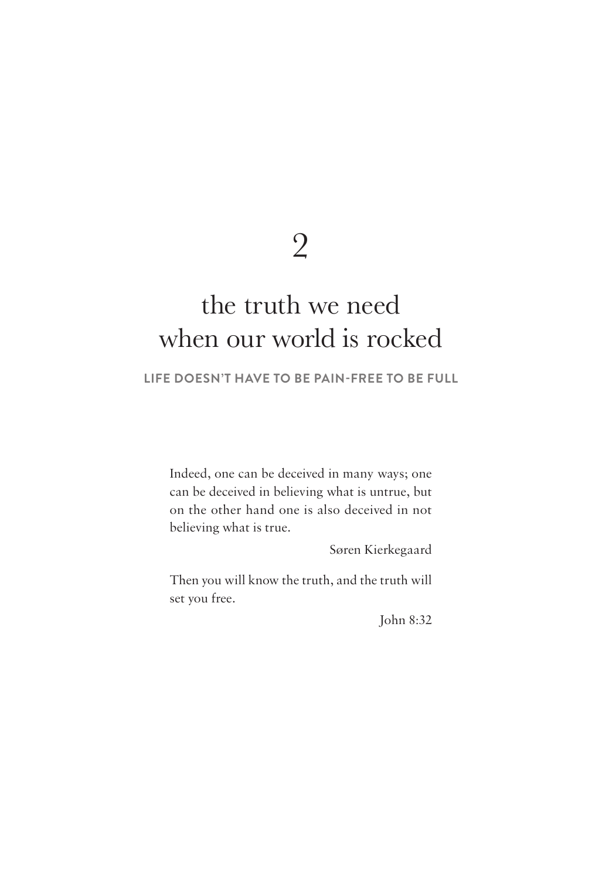# 2

# the truth we need when our world is rocked

**LIFE DOESN'T HAVE TO BE PAIN-FREE TO BE FULL**

> Indeed, one can be deceived in many ways; one can be deceived in believing what is untrue, but on the other hand one is also deceived in not believing what is true.
>
> Søren Kierkegaard

> Then you will know the truth, and the truth will set you free.
>
> John 8:32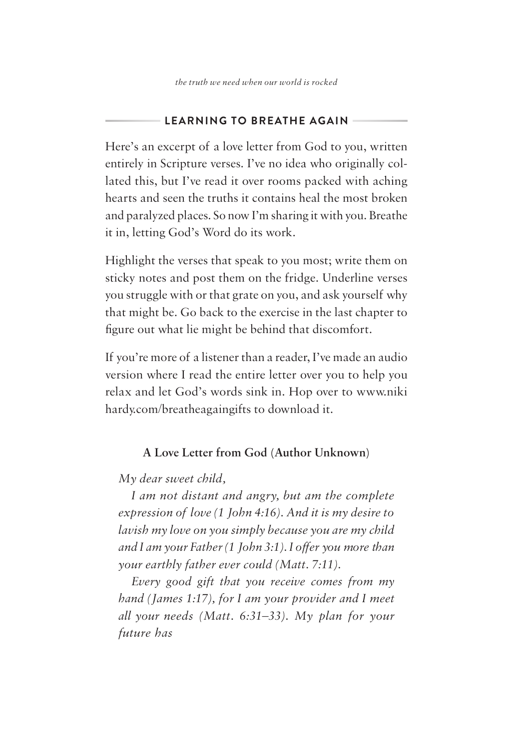## LEARNING TO BREATHE AGAIN

Here's an excerpt of a love letter from God to you, written entirely in Scripture verses. I've no idea who originally collated this, but I've read it over rooms packed with aching hearts and seen the truths it contains heal the most broken and paralyzed places. So now I'm sharing it with you. Breathe it in, letting God's Word do its work.

Highlight the verses that speak to you most; write them on sticky notes and post them on the fridge. Underline verses you struggle with or that grate on you, and ask yourself why that might be. Go back to the exercise in the last chapter to figure out what lie might be behind that discomfort.

If you're more of a listener than a reader, I've made an audio version where I read the entire letter over you to help you relax and let God's words sink in. Hop over to www.nikihardy.com/breatheagaingifts to download it.

**A Love Letter from God (Author Unknown)**

*My dear sweet child,*

*I am not distant and angry, but am the complete expression of love (1 John 4:16). And it is my desire to lavish my love on you simply because you are my child and I am your Father (1 John 3:1). I offer you more than your earthly father ever could (Matt. 7:11).*

*Every good gift that you receive comes from my hand (James 1:17), for I am your provider and I meet all your needs (Matt. 6:31–33). My plan for your future has*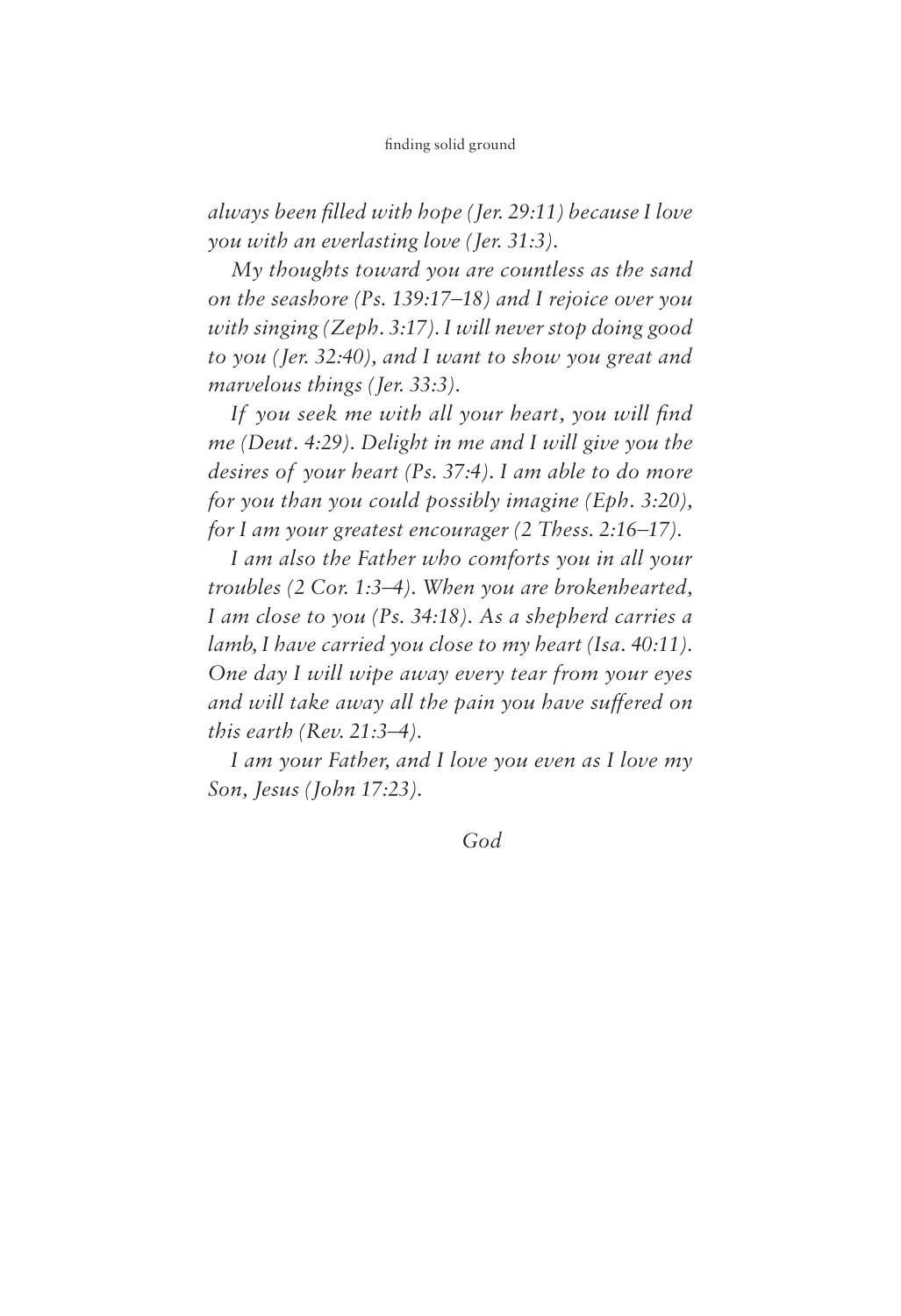*always been filled with hope (Jer. 29:11) because I love you with an everlasting love (Jer. 31:3).*

*My thoughts toward you are countless as the sand on the seashore (Ps. 139:17–18) and I rejoice over you with singing (Zeph. 3:17). I will never stop doing good to you (Jer. 32:40), and I want to show you great and marvelous things (Jer. 33:3).*

*If you seek me with all your heart, you will find me (Deut. 4:29). Delight in me and I will give you the desires of your heart (Ps. 37:4). I am able to do more for you than you could possibly imagine (Eph. 3:20), for I am your greatest encourager (2 Thess. 2:16–17).*

*I am also the Father who comforts you in all your troubles (2 Cor. 1:3–4). When you are brokenhearted, I am close to you (Ps. 34:18). As a shepherd carries a lamb, I have carried you close to my heart (Isa. 40:11). One day I will wipe away every tear from your eyes and will take away all the pain you have suffered on this earth (Rev. 21:3–4).*

*I am your Father, and I love you even as I love my Son, Jesus (John 17:23).*

*God*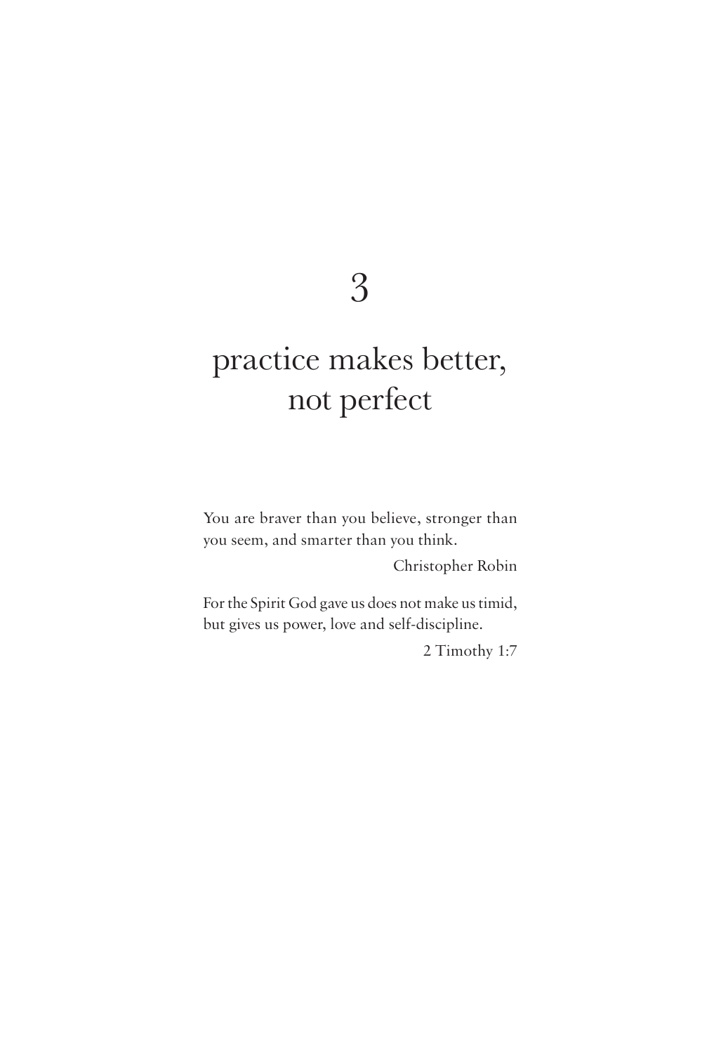# 3

# practice makes better, not perfect

You are braver than you believe, stronger than you seem, and smarter than you think.

Christopher Robin

For the Spirit God gave us does not make us timid, but gives us power, love and self-discipline.

2 Timothy 1:7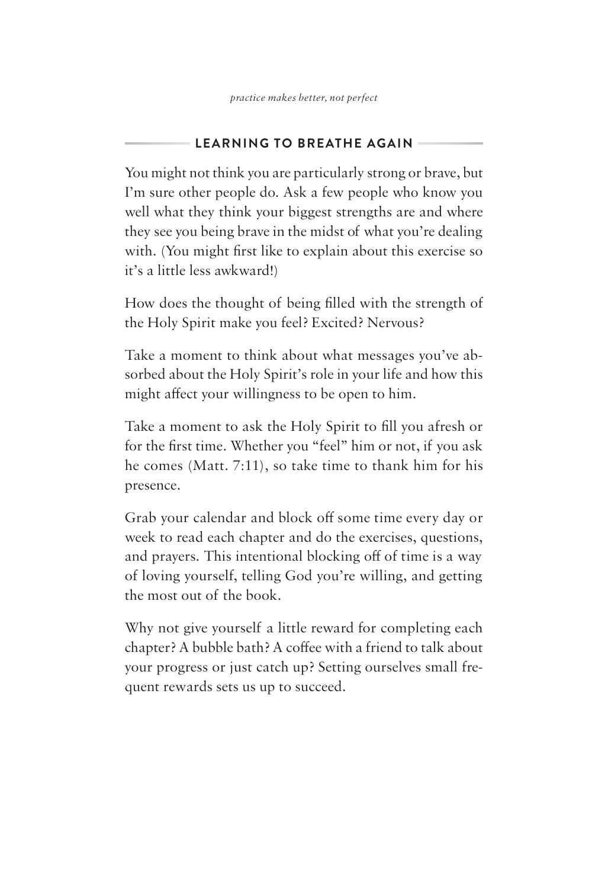## LEARNING TO BREATHE AGAIN

You might not think you are particularly strong or brave, but I'm sure other people do. Ask a few people who know you well what they think your biggest strengths are and where they see you being brave in the midst of what you're dealing with. (You might first like to explain about this exercise so it's a little less awkward!)

How does the thought of being filled with the strength of the Holy Spirit make you feel? Excited? Nervous?

Take a moment to think about what messages you've absorbed about the Holy Spirit's role in your life and how this might affect your willingness to be open to him.

Take a moment to ask the Holy Spirit to fill you afresh or for the first time. Whether you "feel" him or not, if you ask he comes (Matt. 7:11), so take time to thank him for his presence.

Grab your calendar and block off some time every day or week to read each chapter and do the exercises, questions, and prayers. This intentional blocking off of time is a way of loving yourself, telling God you're willing, and getting the most out of the book.

Why not give yourself a little reward for completing each chapter? A bubble bath? A coffee with a friend to talk about your progress or just catch up? Setting ourselves small frequent rewards sets us up to succeed.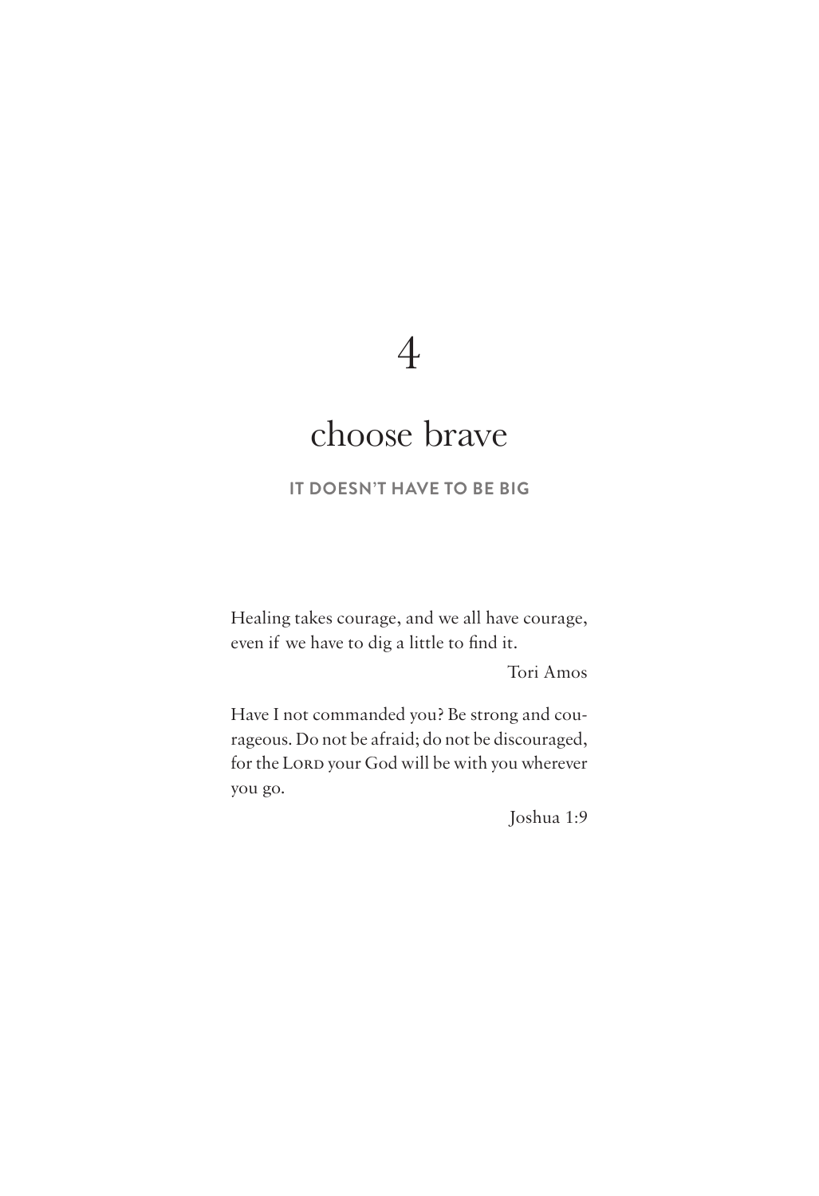# 4

# choose brave

**IT DOESN'T HAVE TO BE BIG**

Healing takes courage, and we all have courage, even if we have to dig a little to find it.

Tori Amos

Have I not commanded you? Be strong and courageous. Do not be afraid; do not be discouraged, for the LORD your God will be with you wherever you go.

Joshua 1:9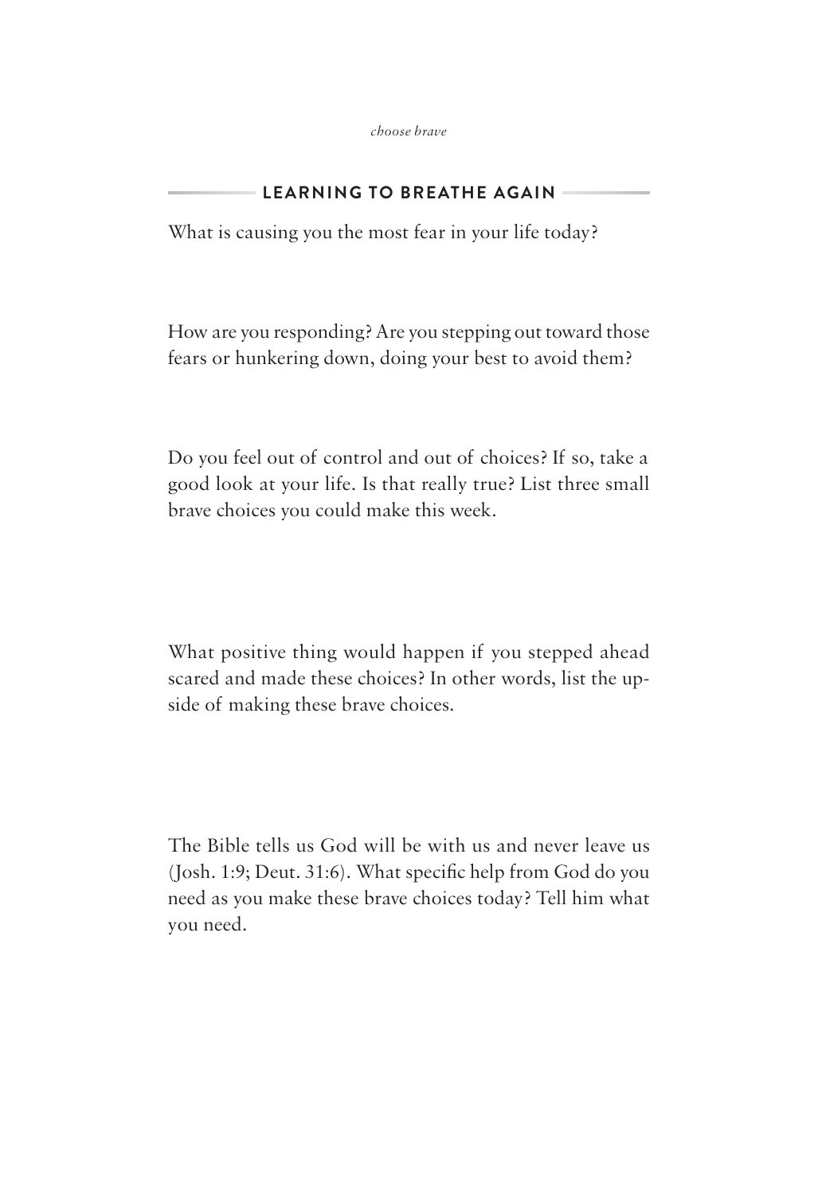## LEARNING TO BREATHE AGAIN

What is causing you the most fear in your life today?

How are you responding? Are you stepping out toward those fears or hunkering down, doing your best to avoid them?

Do you feel out of control and out of choices? If so, take a good look at your life. Is that really true? List three small brave choices you could make this week.

What positive thing would happen if you stepped ahead scared and made these choices? In other words, list the upside of making these brave choices.

The Bible tells us God will be with us and never leave us (Josh. 1:9; Deut. 31:6). What specific help from God do you need as you make these brave choices today? Tell him what you need.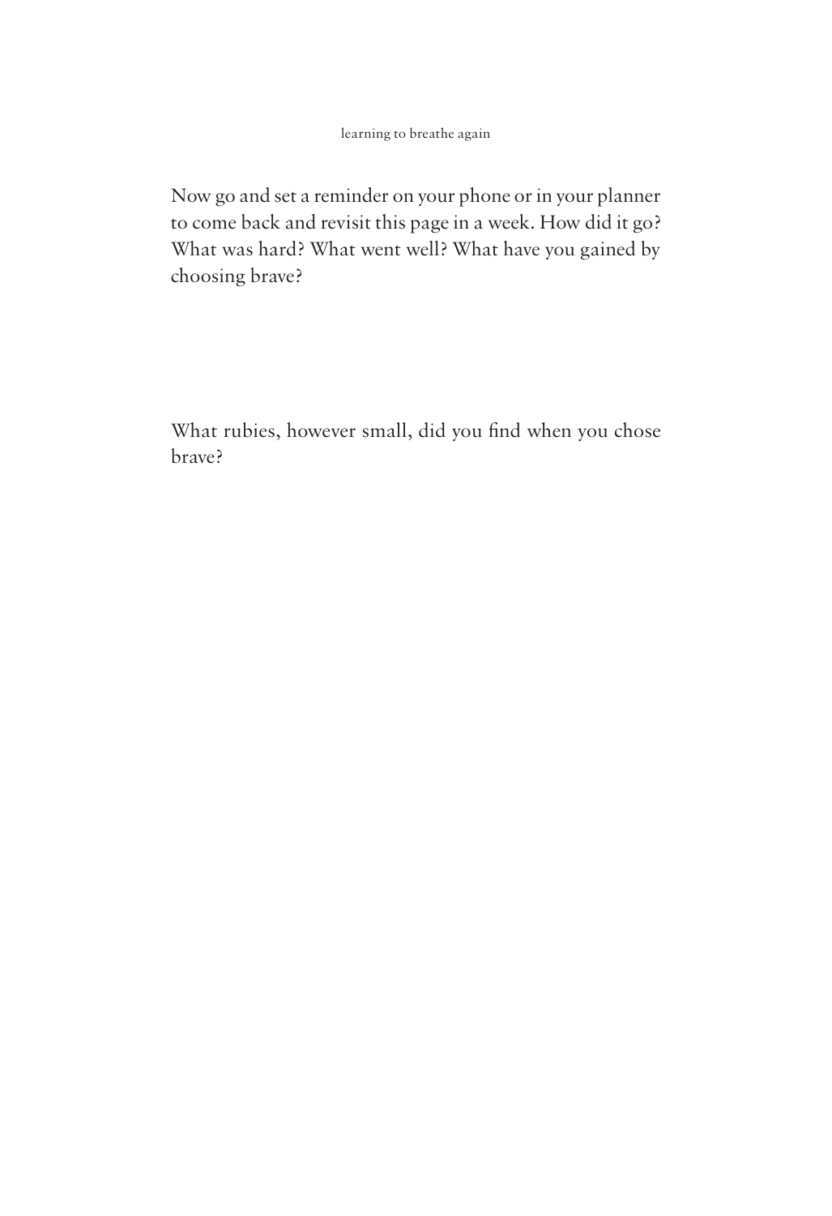Now go and set a reminder on your phone or in your planner to come back and revisit this page in a week. How did it go? What was hard? What went well? What have you gained by choosing brave?

What rubies, however small, did you find when you chose brave?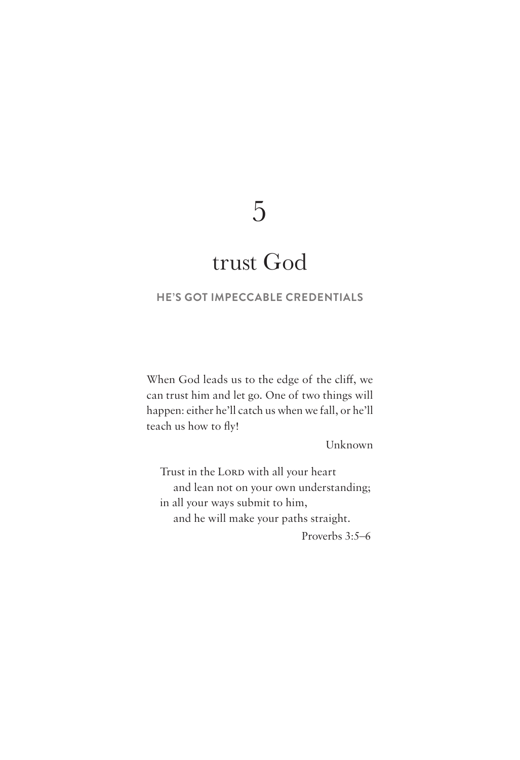# 5

# trust God

**HE'S GOT IMPECCABLE CREDENTIALS**

When God leads us to the edge of the cliff, we can trust him and let go. One of two things will happen: either he'll catch us when we fall, or he'll teach us how to fly!

Unknown

Trust in the LORD with all your heart
  and lean not on your own understanding;
in all your ways submit to him,
  and he will make your paths straight.

Proverbs 3:5–6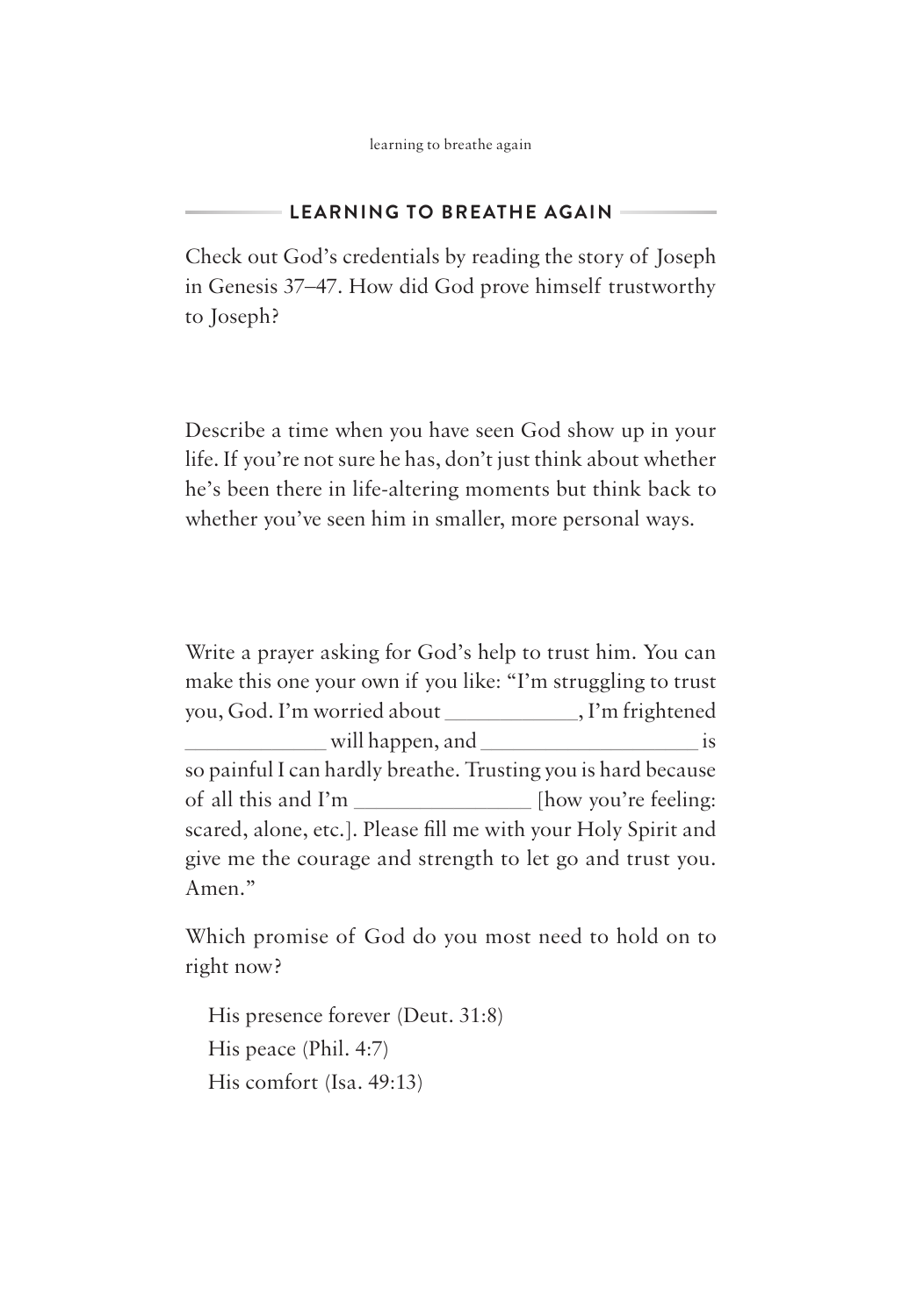## LEARNING TO BREATHE AGAIN

Check out God's credentials by reading the story of Joseph in Genesis 37–47. How did God prove himself trustworthy to Joseph?

Describe a time when you have seen God show up in your life. If you're not sure he has, don't just think about whether he's been there in life-altering moments but think back to whether you've seen him in smaller, more personal ways.

Write a prayer asking for God's help to trust him. You can make this one your own if you like: "I'm struggling to trust you, God. I'm worried about ____________, I'm frightened _____________ will happen, and ____________________ is so painful I can hardly breathe. Trusting you is hard because of all this and I'm ________________ [how you're feeling: scared, alone, etc.]. Please fill me with your Holy Spirit and give me the courage and strength to let go and trust you. Amen."

Which promise of God do you most need to hold on to right now?

- His presence forever (Deut. 31:8)
- His peace (Phil. 4:7)
- His comfort (Isa. 49:13)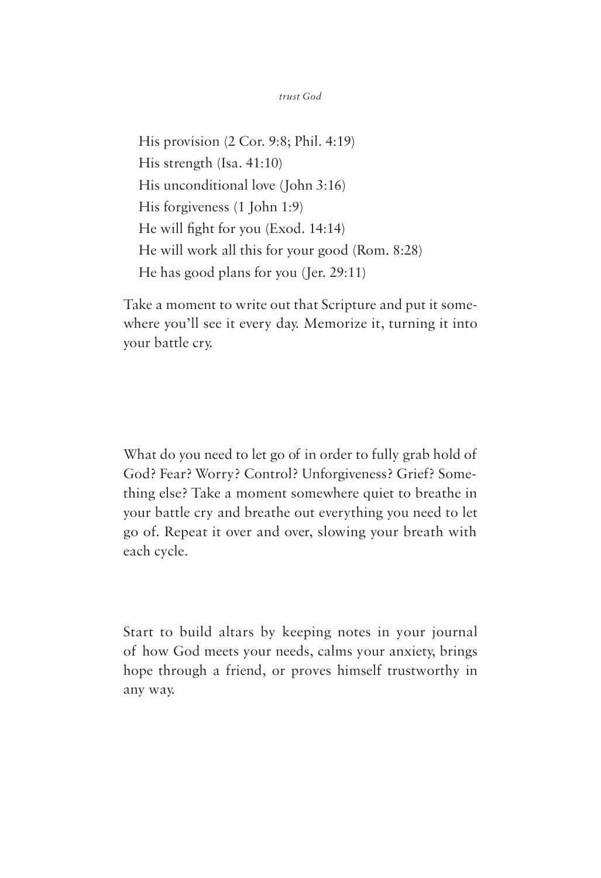His provision (2 Cor. 9:8; Phil. 4:19)
His strength (Isa. 41:10)
His unconditional love (John 3:16)
His forgiveness (1 John 1:9)
He will fight for you (Exod. 14:14)
He will work all this for your good (Rom. 8:28)
He has good plans for you (Jer. 29:11)

Take a moment to write out that Scripture and put it somewhere you'll see it every day. Memorize it, turning it into your battle cry.

What do you need to let go of in order to fully grab hold of God? Fear? Worry? Control? Unforgiveness? Grief? Something else? Take a moment somewhere quiet to breathe in your battle cry and breathe out everything you need to let go of. Repeat it over and over, slowing your breath with each cycle.

Start to build altars by keeping notes in your journal of how God meets your needs, calms your anxiety, brings hope through a friend, or proves himself trustworthy in any way.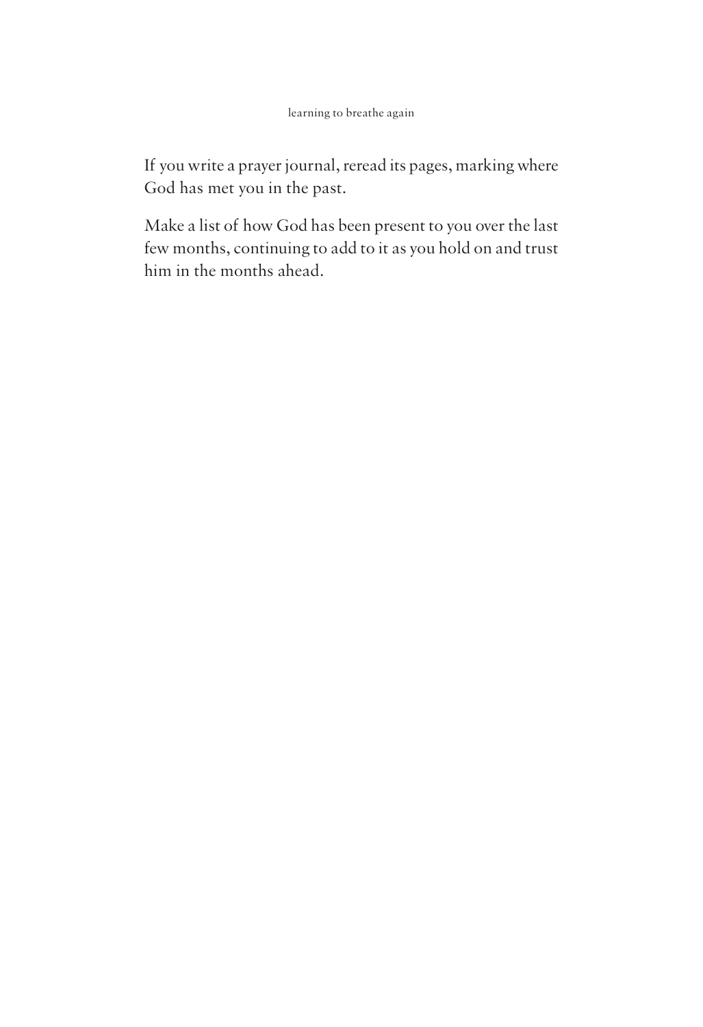If you write a prayer journal, reread its pages, marking where God has met you in the past.

Make a list of how God has been present to you over the last few months, continuing to add to it as you hold on and trust him in the months ahead.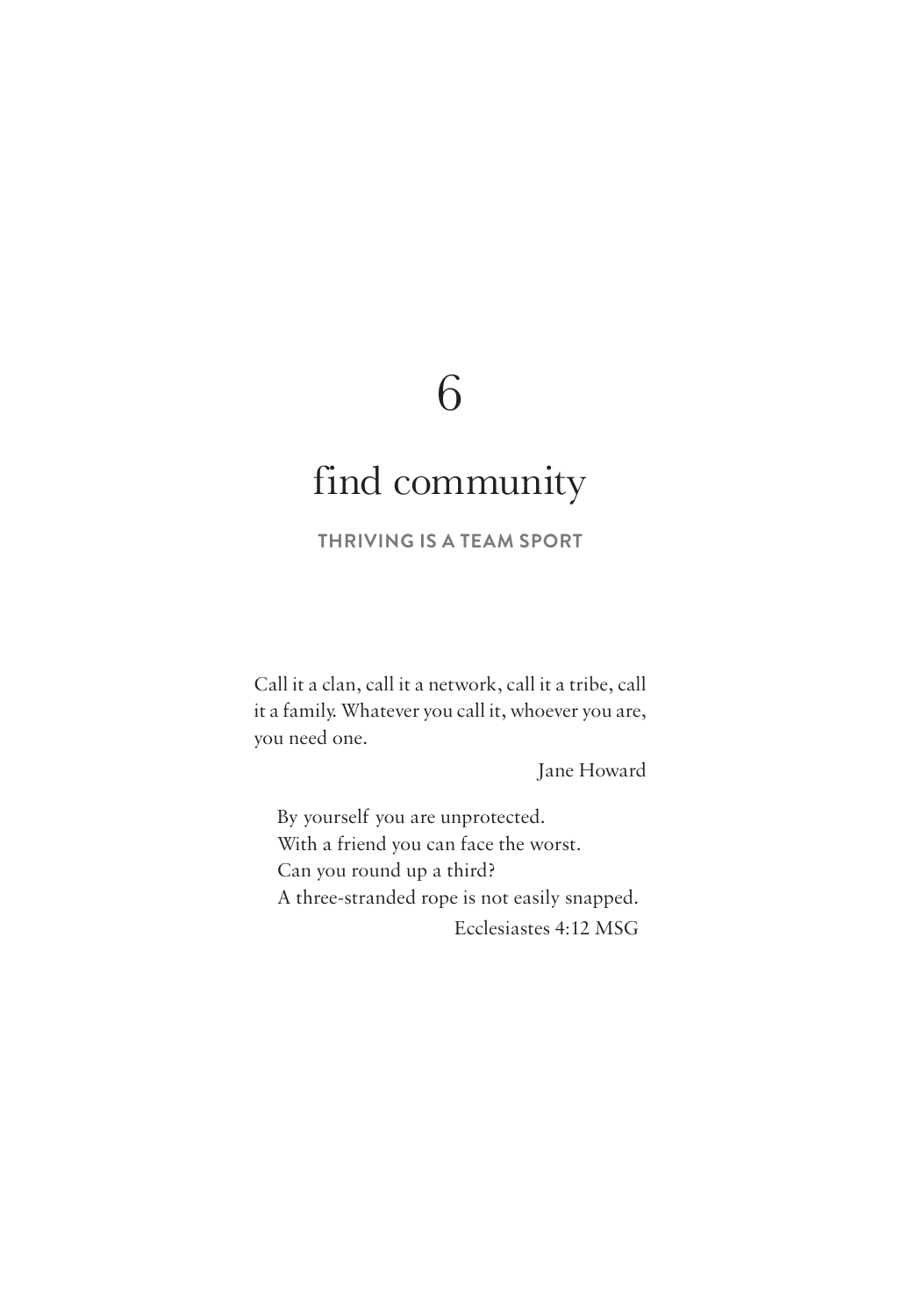# 6

# find community

**THRIVING IS A TEAM SPORT**

Call it a clan, call it a network, call it a tribe, call it a family. Whatever you call it, whoever you are, you need one.

Jane Howard

> By yourself you are unprotected.
> With a friend you can face the worst.
> Can you round up a third?
> A three-stranded rope is not easily snapped.
>
> Ecclesiastes 4:12 MSG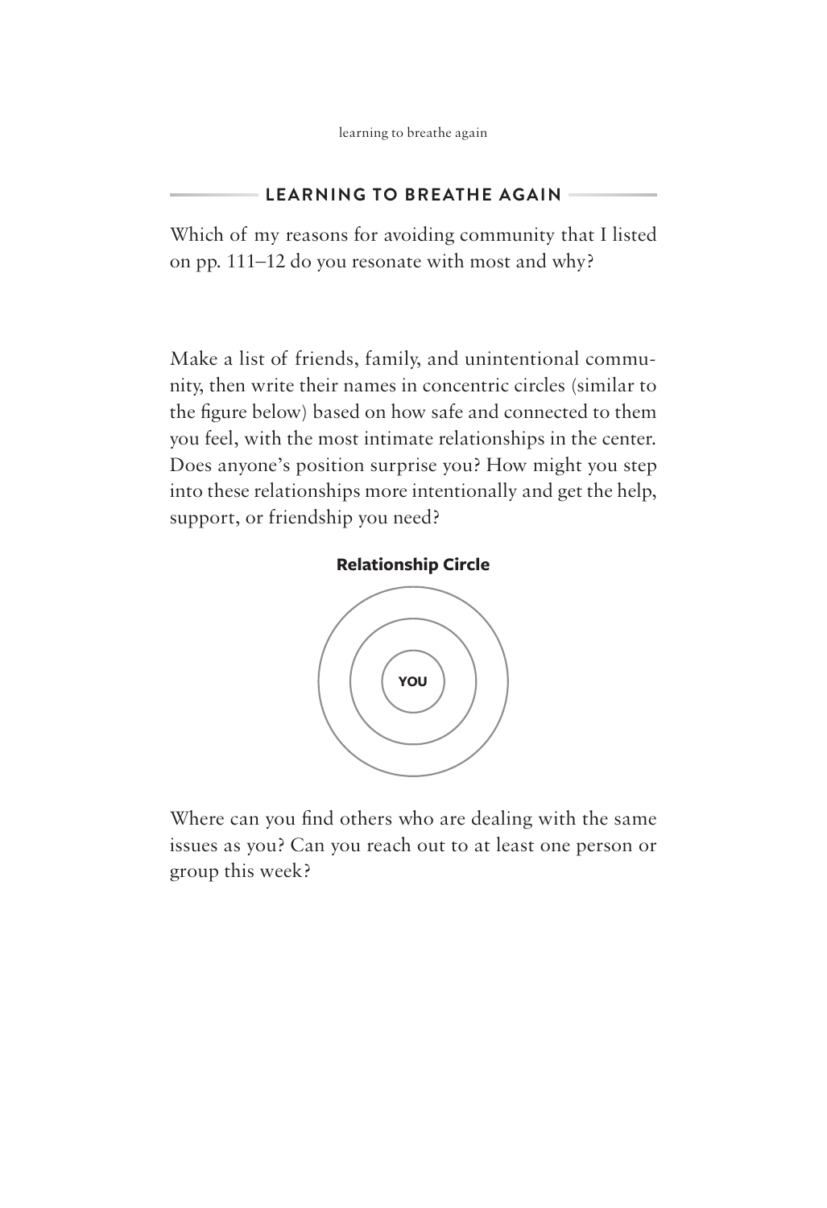## LEARNING TO BREATHE AGAIN

Which of my reasons for avoiding community that I listed on pp. 111–12 do you resonate with most and why?

Make a list of friends, family, and unintentional community, then write their names in concentric circles (similar to the figure below) based on how safe and connected to them you feel, with the most intimate relationships in the center. Does anyone's position surprise you? How might you step into these relationships more intentionally and get the help, support, or friendship you need?

**Relationship Circle**

YOU

Where can you find others who are dealing with the same issues as you? Can you reach out to at least one person or group this week?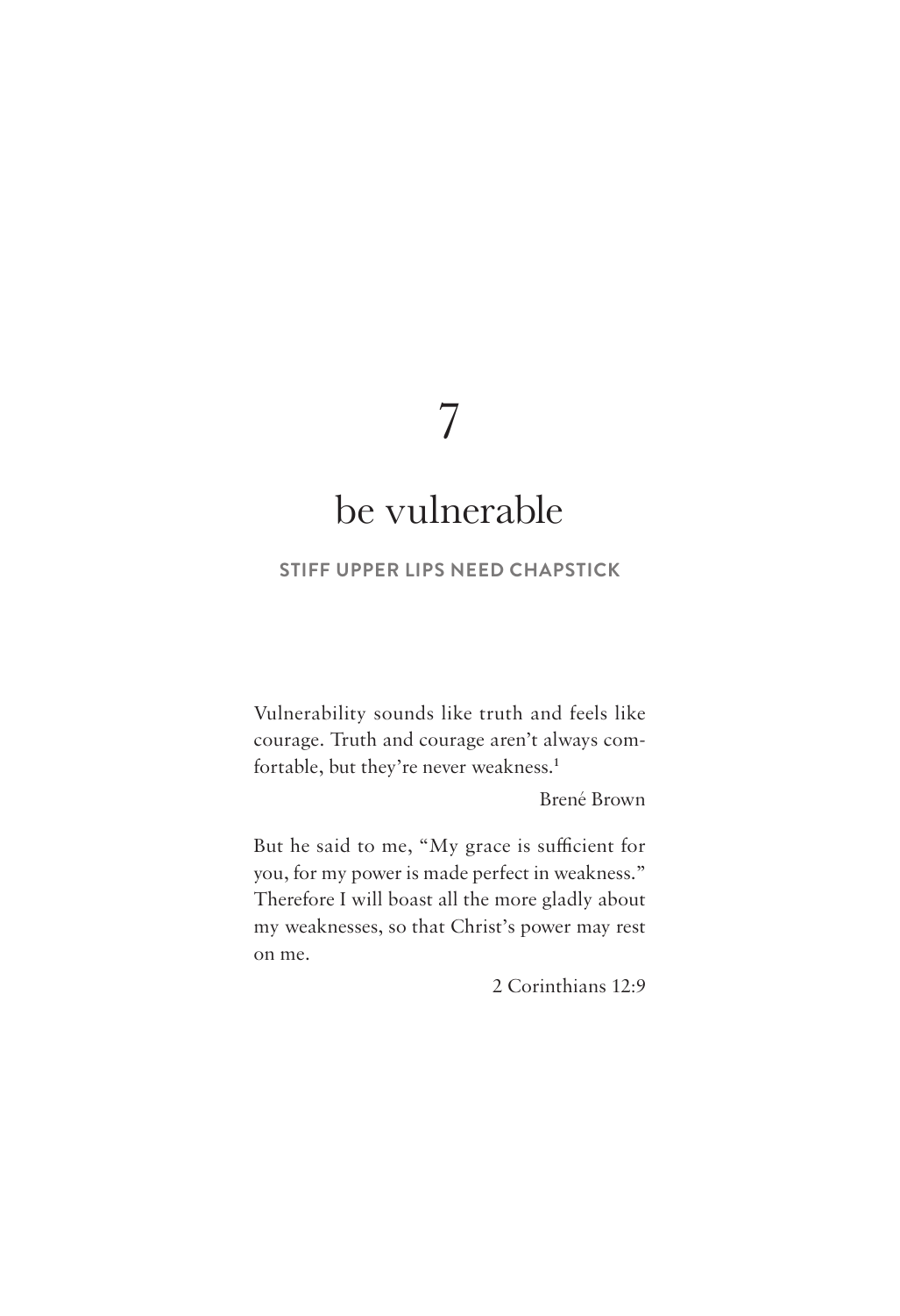# 7

# be vulnerable

**STIFF UPPER LIPS NEED CHAPSTICK**

Vulnerability sounds like truth and feels like courage. Truth and courage aren't always comfortable, but they're never weakness.[1]

Brené Brown

But he said to me, "My grace is sufficient for you, for my power is made perfect in weakness." Therefore I will boast all the more gladly about my weaknesses, so that Christ's power may rest on me.

2 Corinthians 12:9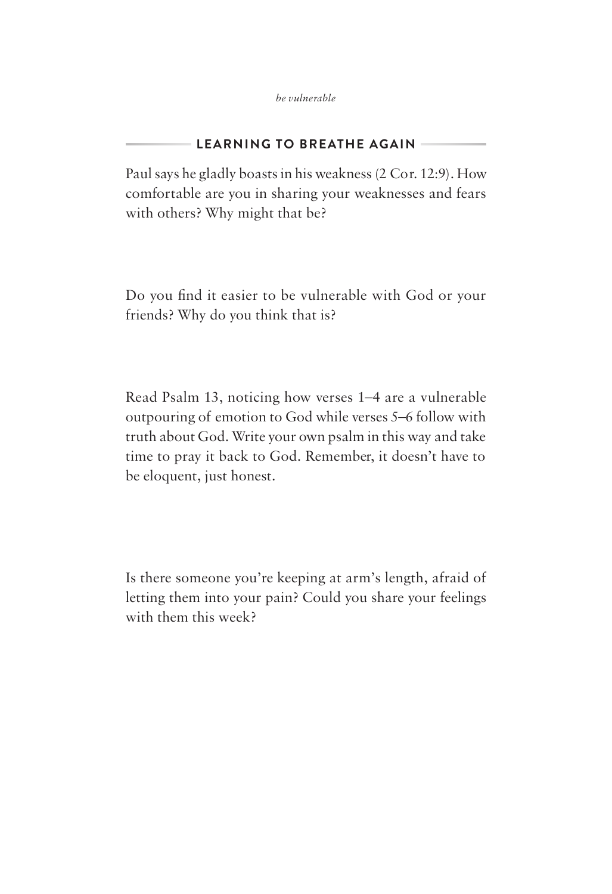## LEARNING TO BREATHE AGAIN

Paul says he gladly boasts in his weakness (2 Cor. 12:9). How comfortable are you in sharing your weaknesses and fears with others? Why might that be?

Do you find it easier to be vulnerable with God or your friends? Why do you think that is?

Read Psalm 13, noticing how verses 1–4 are a vulnerable outpouring of emotion to God while verses 5–6 follow with truth about God. Write your own psalm in this way and take time to pray it back to God. Remember, it doesn't have to be eloquent, just honest.

Is there someone you're keeping at arm's length, afraid of letting them into your pain? Could you share your feelings with them this week?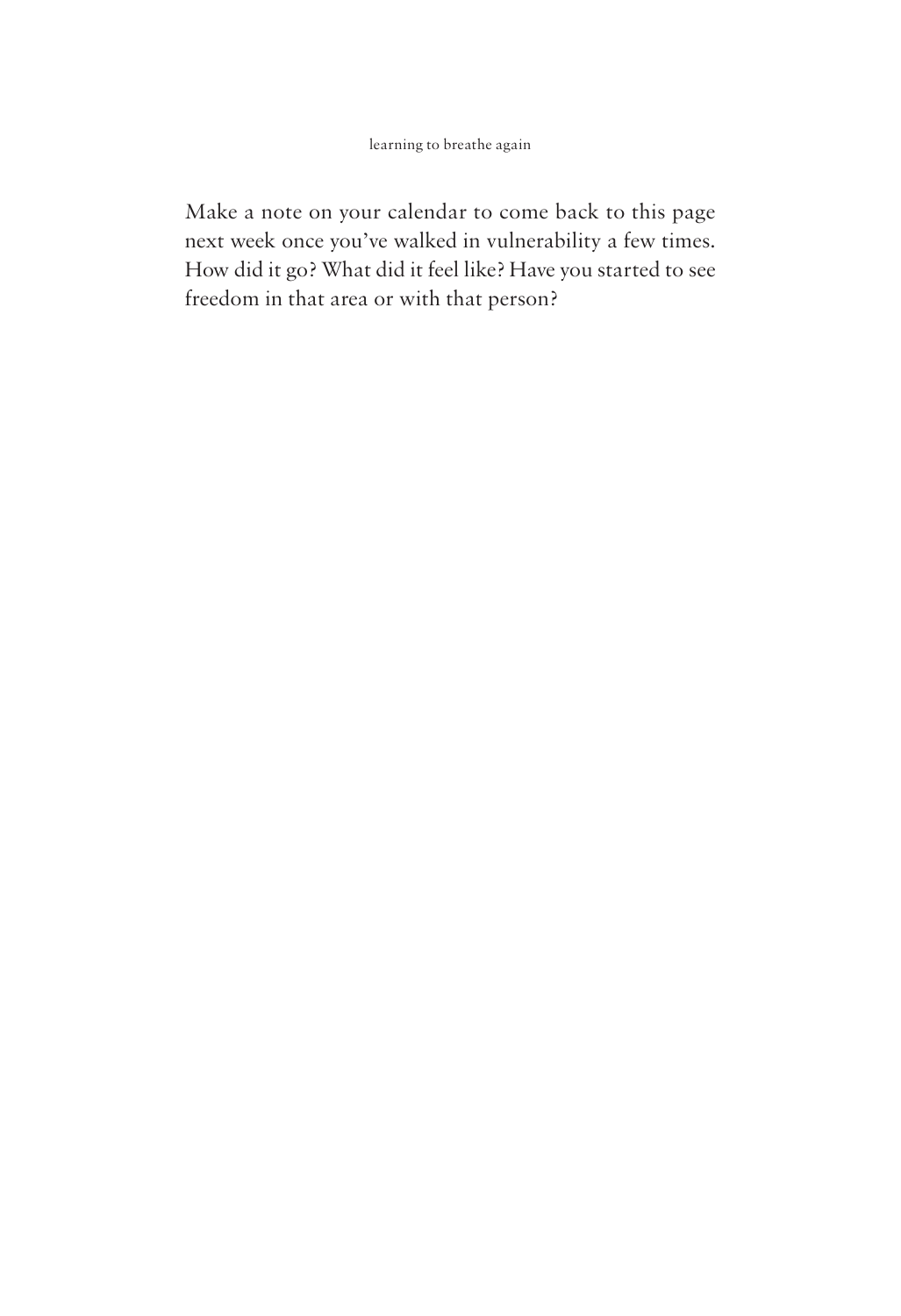Make a note on your calendar to come back to this page next week once you've walked in vulnerability a few times. How did it go? What did it feel like? Have you started to see freedom in that area or with that person?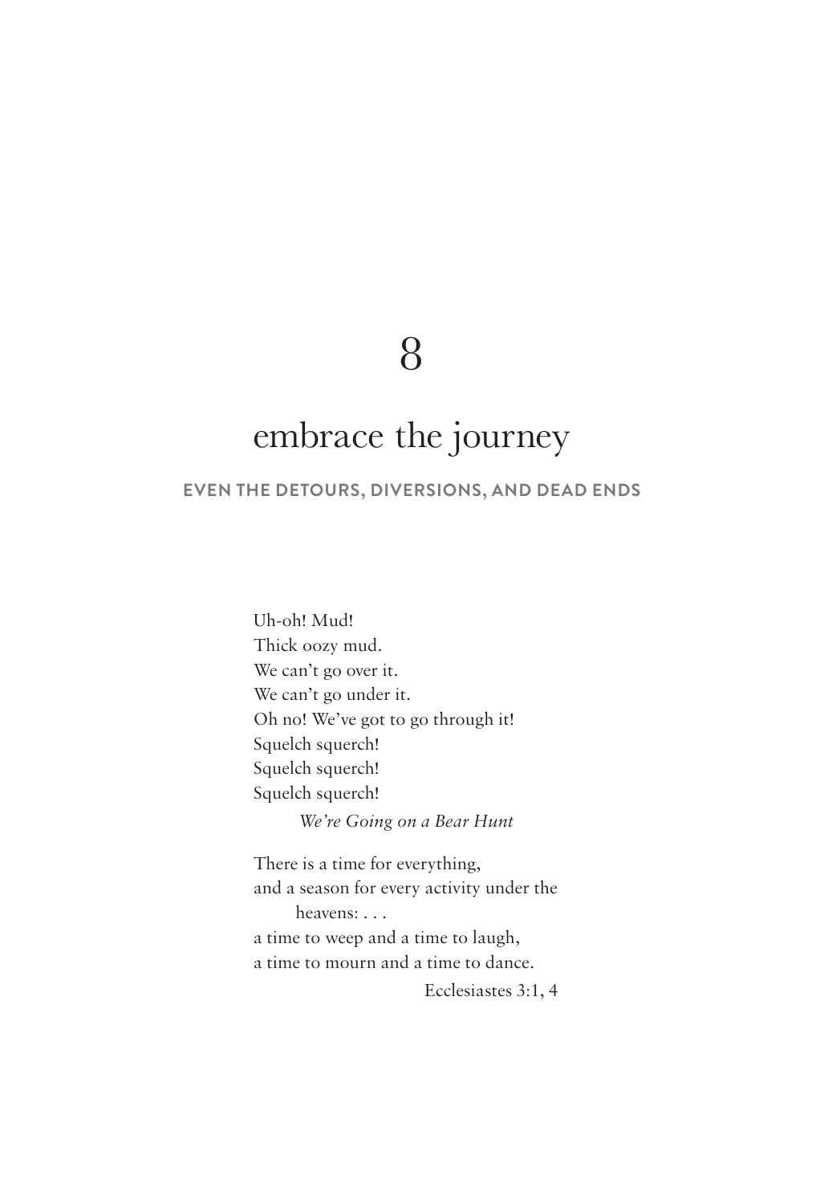# 8

# embrace the journey

**EVEN THE DETOURS, DIVERSIONS, AND DEAD ENDS**

Uh-oh! Mud!  
Thick oozy mud.  
We can't go over it.  
We can't go under it.  
Oh no! We've got to go through it!  
Squelch squerch!  
Squelch squerch!  
Squelch squerch!

*We're Going on a Bear Hunt*

There is a time for everything,  
and a season for every activity under the heavens: . . .  
a time to weep and a time to laugh,  
a time to mourn and a time to dance.

Ecclesiastes 3:1, 4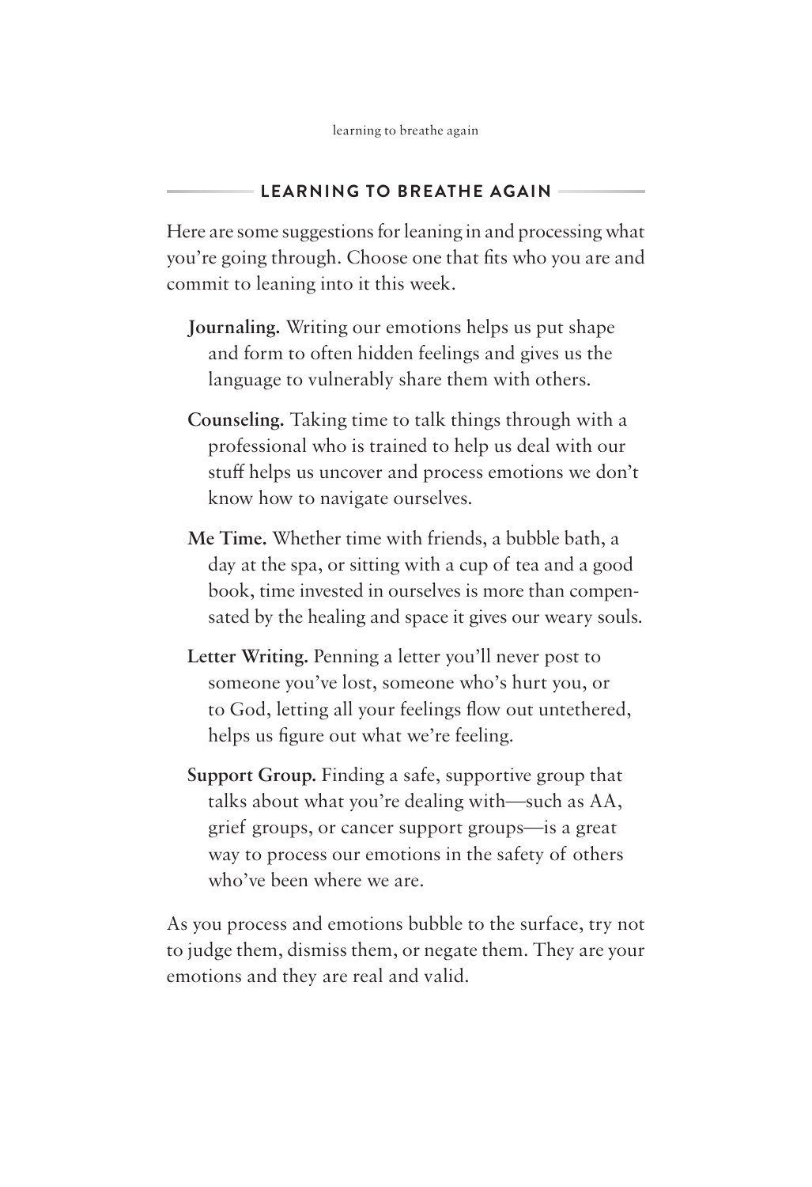## LEARNING TO BREATHE AGAIN

Here are some suggestions for leaning in and processing what you're going through. Choose one that fits who you are and commit to leaning into it this week.

**Journaling.** Writing our emotions helps us put shape and form to often hidden feelings and gives us the language to vulnerably share them with others.

**Counseling.** Taking time to talk things through with a professional who is trained to help us deal with our stuff helps us uncover and process emotions we don't know how to navigate ourselves.

**Me Time.** Whether time with friends, a bubble bath, a day at the spa, or sitting with a cup of tea and a good book, time invested in ourselves is more than compensated by the healing and space it gives our weary souls.

**Letter Writing.** Penning a letter you'll never post to someone you've lost, someone who's hurt you, or to God, letting all your feelings flow out untethered, helps us figure out what we're feeling.

**Support Group.** Finding a safe, supportive group that talks about what you're dealing with—such as AA, grief groups, or cancer support groups—is a great way to process our emotions in the safety of others who've been where we are.

As you process and emotions bubble to the surface, try not to judge them, dismiss them, or negate them. They are your emotions and they are real and valid.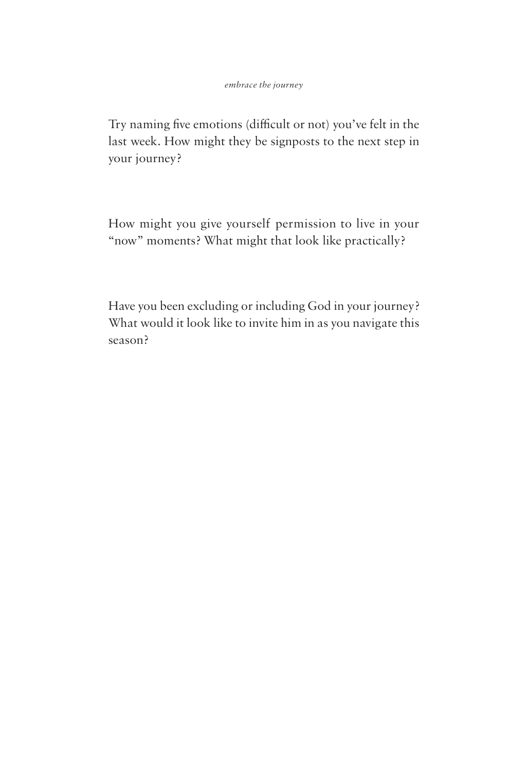Try naming five emotions (difficult or not) you've felt in the last week. How might they be signposts to the next step in your journey?

How might you give yourself permission to live in your "now" moments? What might that look like practically?

Have you been excluding or including God in your journey? What would it look like to invite him in as you navigate this season?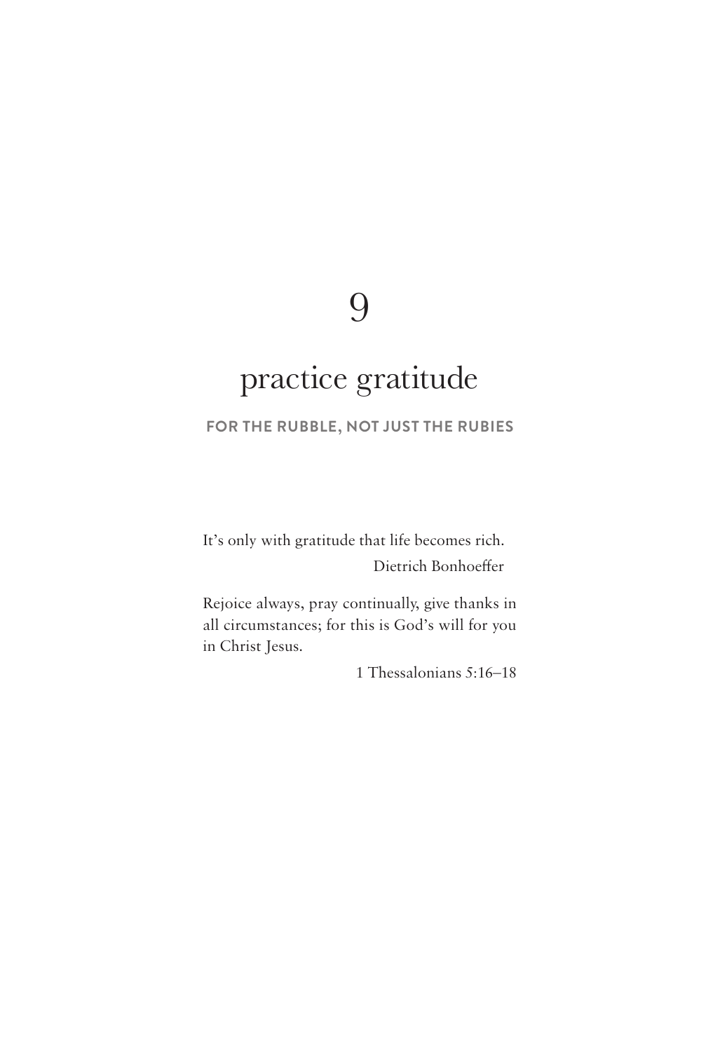# 9

# practice gratitude

**FOR THE RUBBLE, NOT JUST THE RUBIES**

It's only with gratitude that life becomes rich.

Dietrich Bonhoeffer

Rejoice always, pray continually, give thanks in all circumstances; for this is God's will for you in Christ Jesus.

1 Thessalonians 5:16–18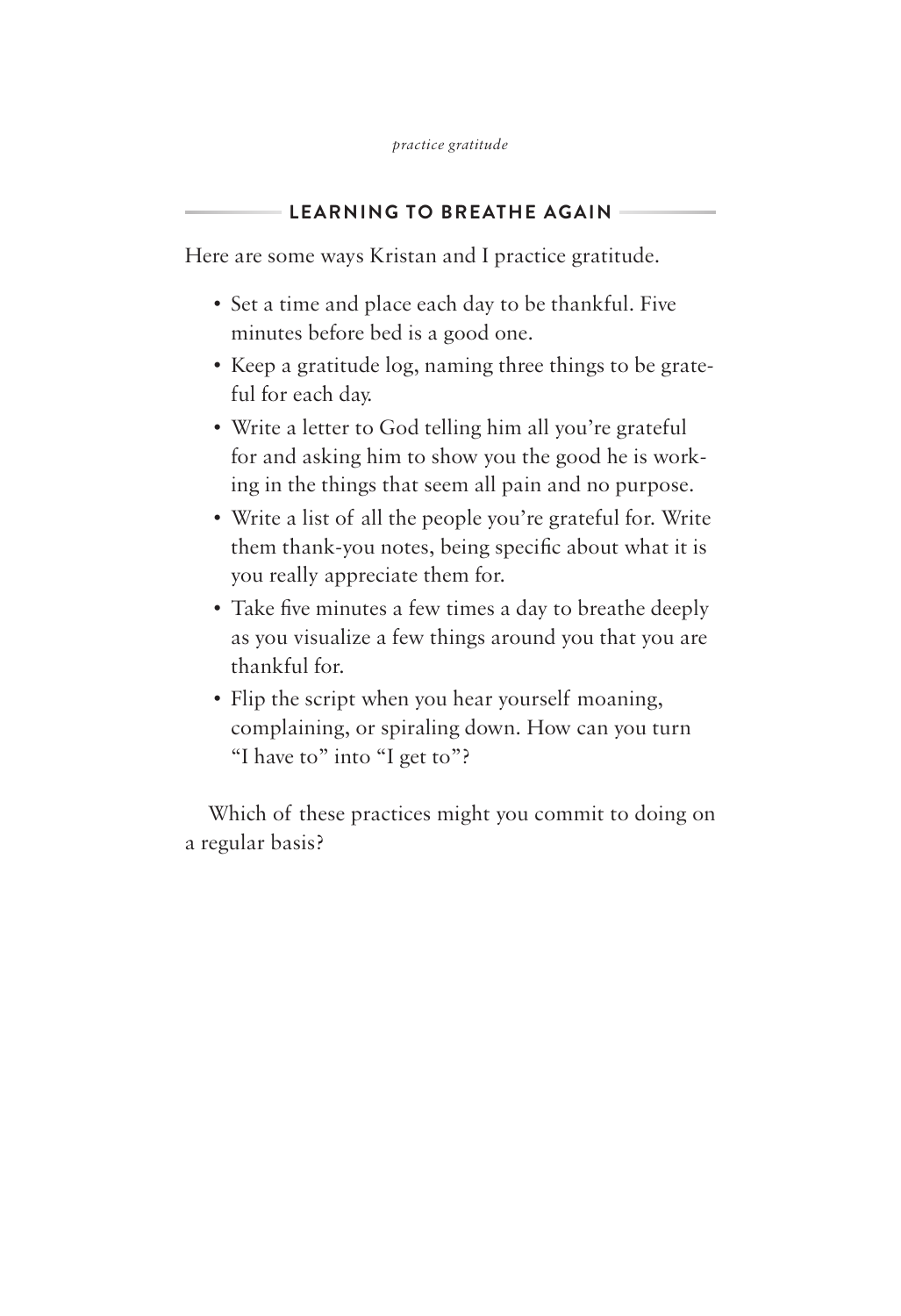## LEARNING TO BREATHE AGAIN

Here are some ways Kristan and I practice gratitude.

- Set a time and place each day to be thankful. Five minutes before bed is a good one.
- Keep a gratitude log, naming three things to be grateful for each day.
- Write a letter to God telling him all you're grateful for and asking him to show you the good he is working in the things that seem all pain and no purpose.
- Write a list of all the people you're grateful for. Write them thank-you notes, being specific about what it is you really appreciate them for.
- Take five minutes a few times a day to breathe deeply as you visualize a few things around you that you are thankful for.
- Flip the script when you hear yourself moaning, complaining, or spiraling down. How can you turn "I have to" into "I get to"?

Which of these practices might you commit to doing on a regular basis?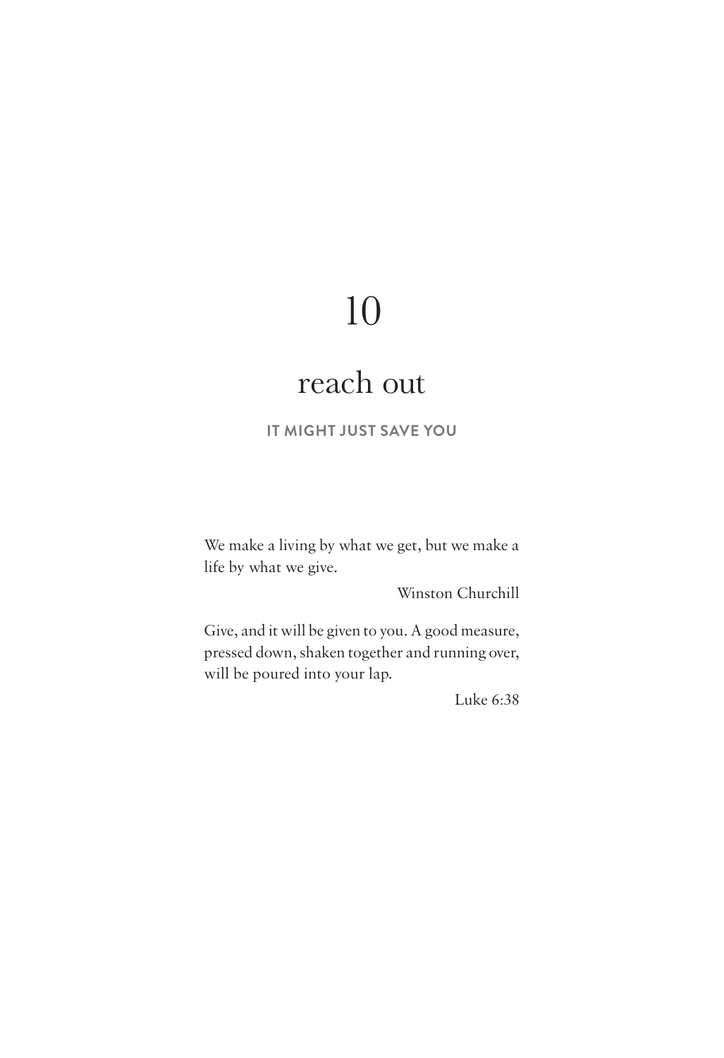# 10

# reach out

**IT MIGHT JUST SAVE YOU**

We make a living by what we get, but we make a life by what we give.

Winston Churchill

Give, and it will be given to you. A good measure, pressed down, shaken together and running over, will be poured into your lap.

Luke 6:38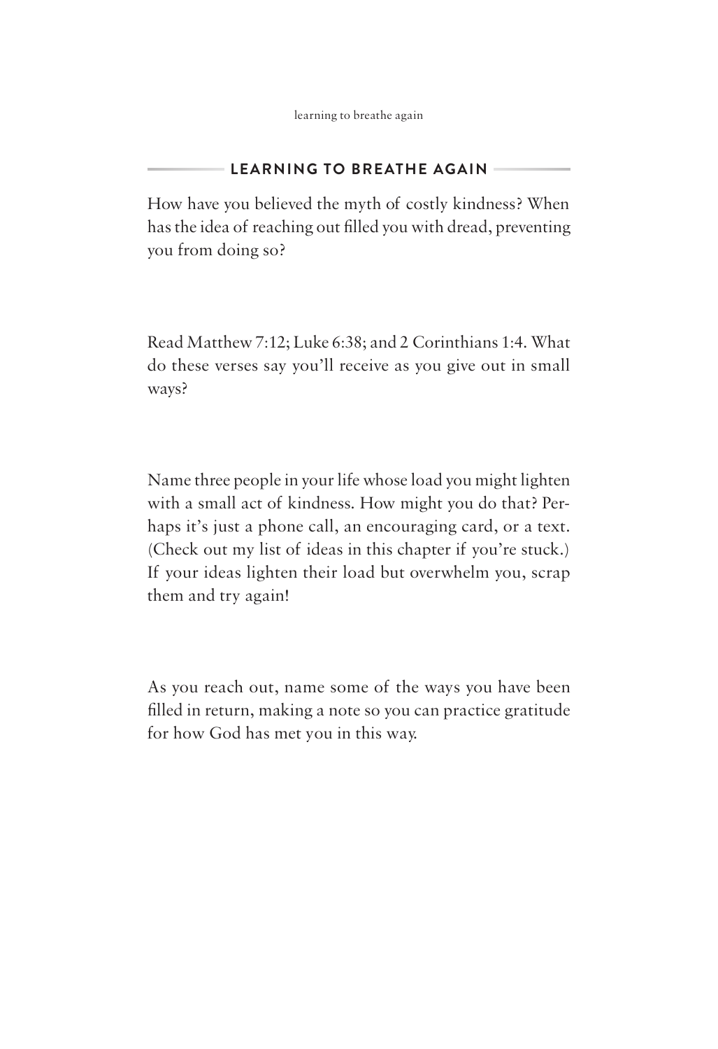## LEARNING TO BREATHE AGAIN

How have you believed the myth of costly kindness? When has the idea of reaching out filled you with dread, preventing you from doing so?

Read Matthew 7:12; Luke 6:38; and 2 Corinthians 1:4. What do these verses say you'll receive as you give out in small ways?

Name three people in your life whose load you might lighten with a small act of kindness. How might you do that? Perhaps it's just a phone call, an encouraging card, or a text. (Check out my list of ideas in this chapter if you're stuck.) If your ideas lighten their load but overwhelm you, scrap them and try again!

As you reach out, name some of the ways you have been filled in return, making a note so you can practice gratitude for how God has met you in this way.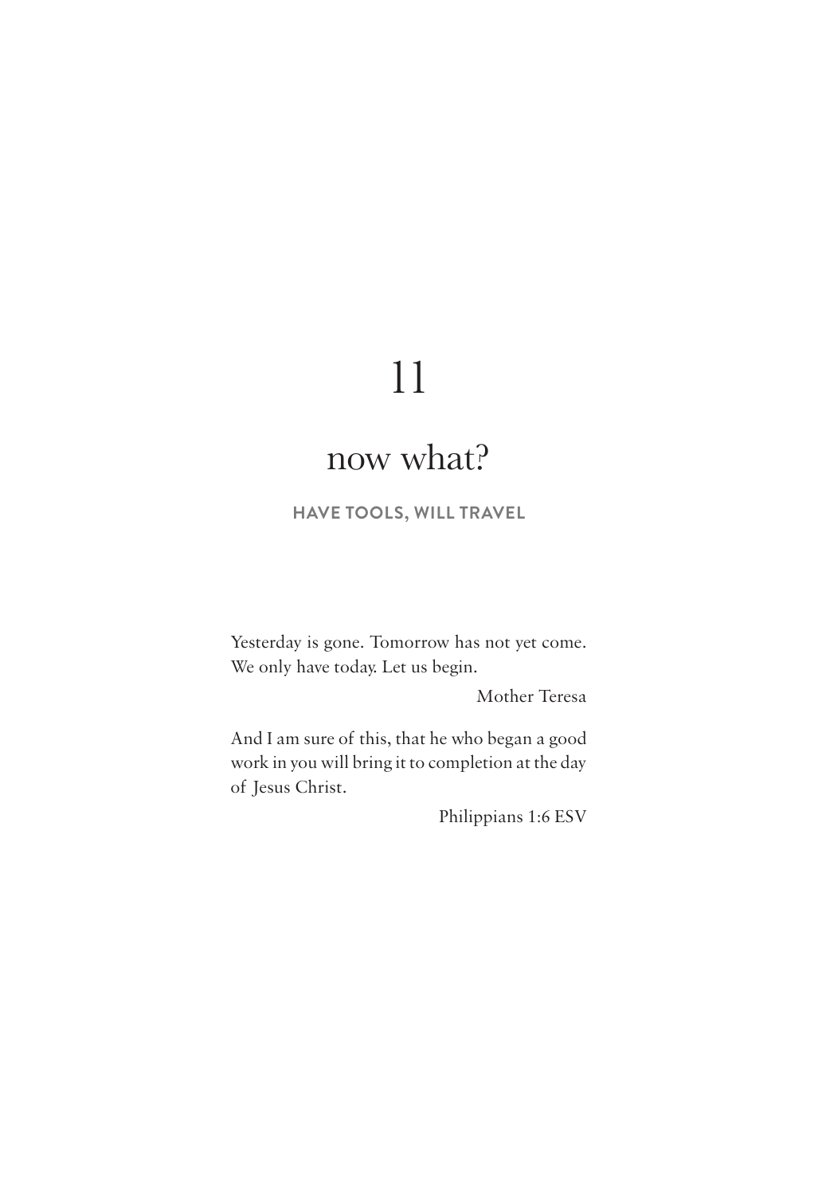# 11

# now what?

**HAVE TOOLS, WILL TRAVEL**

Yesterday is gone. Tomorrow has not yet come. We only have today. Let us begin.

Mother Teresa

And I am sure of this, that he who began a good work in you will bring it to completion at the day of Jesus Christ.

Philippians 1:6 ESV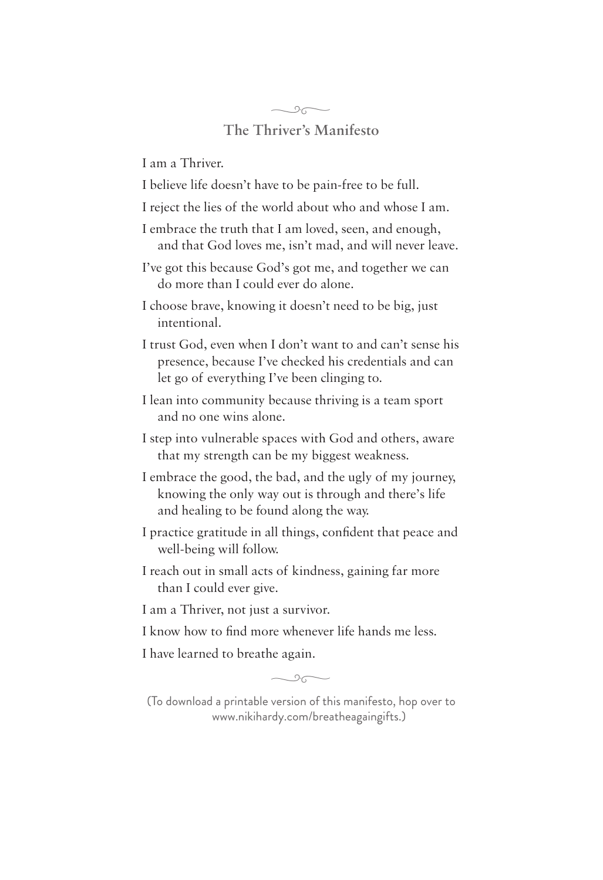## The Thriver's Manifesto

I am a Thriver.

I believe life doesn't have to be pain-free to be full.

I reject the lies of the world about who and whose I am.

I embrace the truth that I am loved, seen, and enough, and that God loves me, isn't mad, and will never leave.

I've got this because God's got me, and together we can do more than I could ever do alone.

I choose brave, knowing it doesn't need to be big, just intentional.

I trust God, even when I don't want to and can't sense his presence, because I've checked his credentials and can let go of everything I've been clinging to.

I lean into community because thriving is a team sport and no one wins alone.

I step into vulnerable spaces with God and others, aware that my strength can be my biggest weakness.

I embrace the good, the bad, and the ugly of my journey, knowing the only way out is through and there's life and healing to be found along the way.

I practice gratitude in all things, confident that peace and well-being will follow.

I reach out in small acts of kindness, gaining far more than I could ever give.

I am a Thriver, not just a survivor.

I know how to find more whenever life hands me less.

I have learned to breathe again.

(To download a printable version of this manifesto, hop over to www.nikihardy.com/breatheagaingifts.)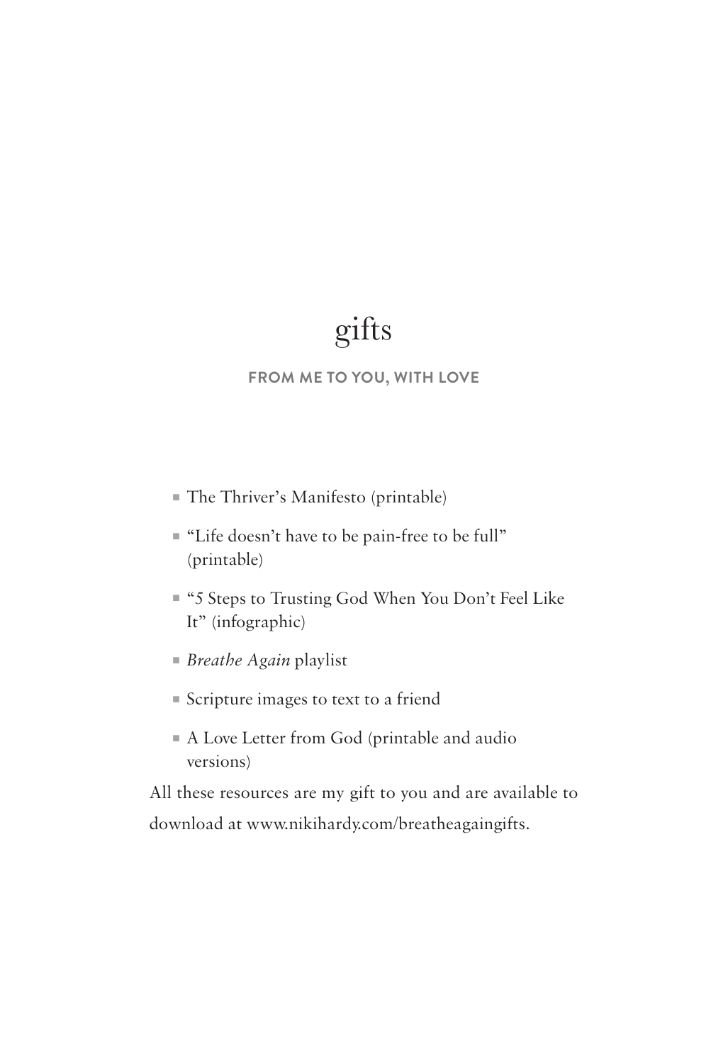# gifts

**FROM ME TO YOU, WITH LOVE**

- The Thriver's Manifesto (printable)
- "Life doesn't have to be pain-free to be full" (printable)
- "5 Steps to Trusting God When You Don't Feel Like It" (infographic)
- *Breathe Again* playlist
- Scripture images to text to a friend
- A Love Letter from God (printable and audio versions)

All these resources are my gift to you and are available to download at www.nikihardy.com/breatheagaingifts.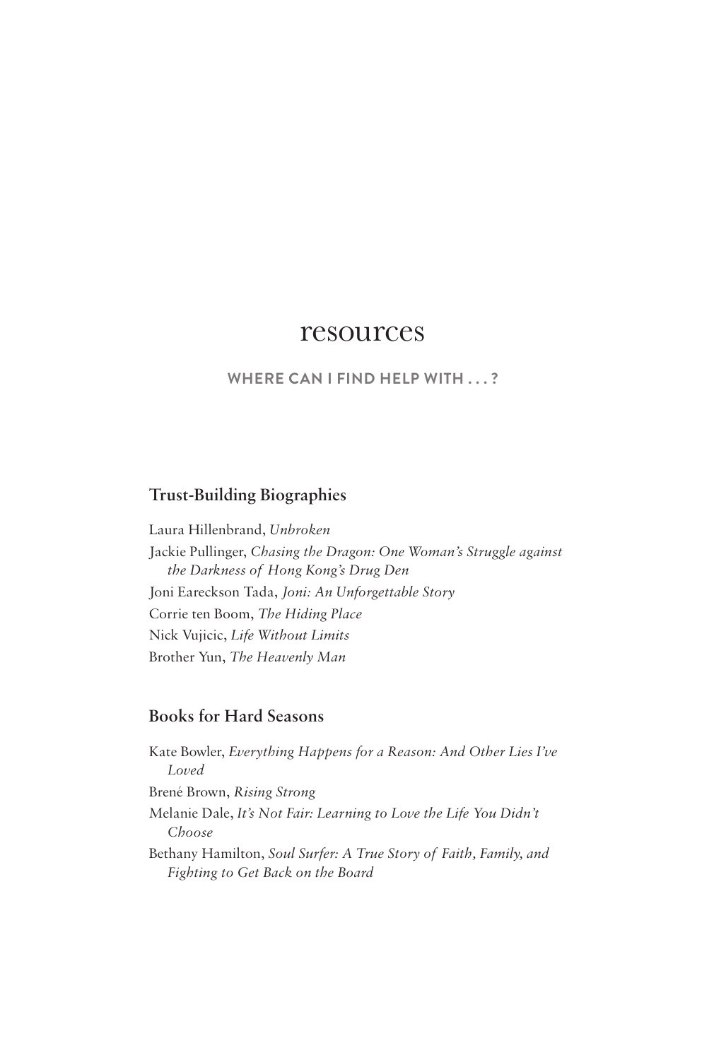# resources

**WHERE CAN I FIND HELP WITH . . . ?**

## Trust-Building Biographies

Laura Hillenbrand, *Unbroken*

Jackie Pullinger, *Chasing the Dragon: One Woman's Struggle against the Darkness of Hong Kong's Drug Den*

Joni Eareckson Tada, *Joni: An Unforgettable Story*

Corrie ten Boom, *The Hiding Place*

Nick Vujicic, *Life Without Limits*

Brother Yun, *The Heavenly Man*

## Books for Hard Seasons

Kate Bowler, *Everything Happens for a Reason: And Other Lies I've Loved*

Brené Brown, *Rising Strong*

Melanie Dale, *It's Not Fair: Learning to Love the Life You Didn't Choose*

Bethany Hamilton, *Soul Surfer: A True Story of Faith, Family, and Fighting to Get Back on the Board*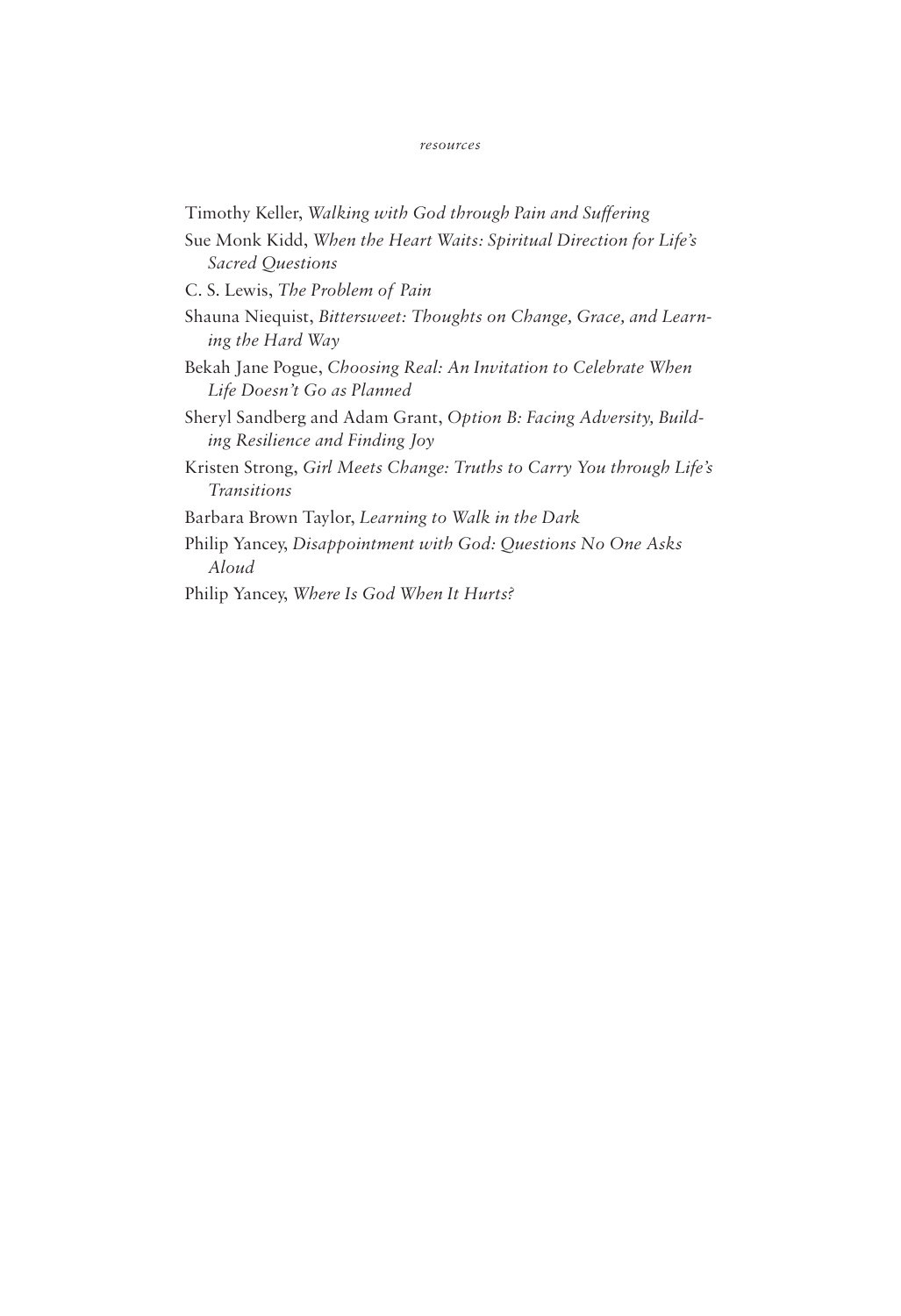Timothy Keller, *Walking with God through Pain and Suffering*

Sue Monk Kidd, *When the Heart Waits: Spiritual Direction for Life's Sacred Questions*

C. S. Lewis, *The Problem of Pain*

Shauna Niequist, *Bittersweet: Thoughts on Change, Grace, and Learning the Hard Way*

Bekah Jane Pogue, *Choosing Real: An Invitation to Celebrate When Life Doesn't Go as Planned*

Sheryl Sandberg and Adam Grant, *Option B: Facing Adversity, Building Resilience and Finding Joy*

Kristen Strong, *Girl Meets Change: Truths to Carry You through Life's Transitions*

Barbara Brown Taylor, *Learning to Walk in the Dark*

Philip Yancey, *Disappointment with God: Questions No One Asks Aloud*

Philip Yancey, *Where Is God When It Hurts?*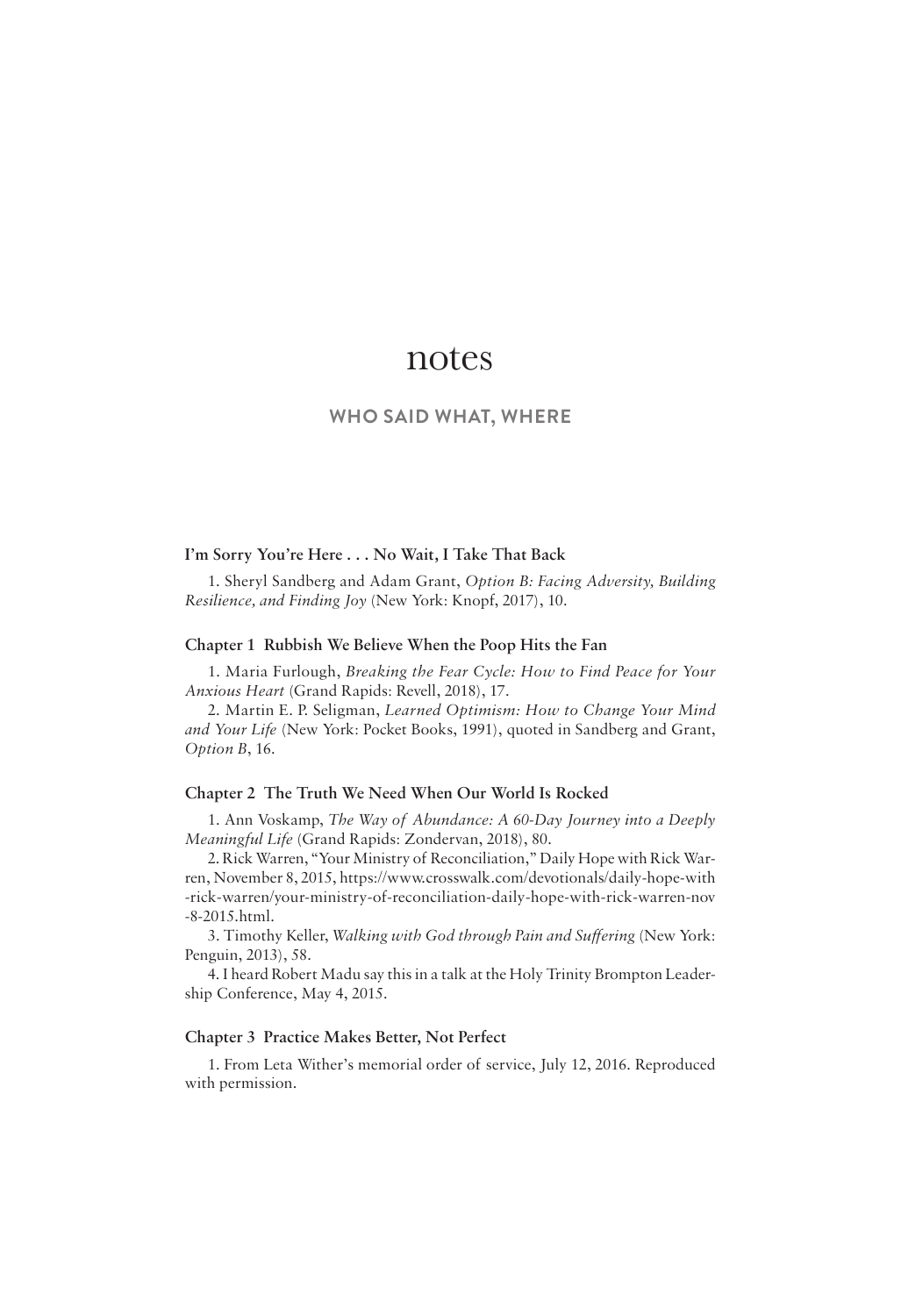# notes

## WHO SAID WHAT, WHERE

### I'm Sorry You're Here . . . No Wait, I Take That Back

1. Sheryl Sandberg and Adam Grant, *Option B: Facing Adversity, Building Resilience, and Finding Joy* (New York: Knopf, 2017), 10.

### Chapter 1 Rubbish We Believe When the Poop Hits the Fan

1. Maria Furlough, *Breaking the Fear Cycle: How to Find Peace for Your Anxious Heart* (Grand Rapids: Revell, 2018), 17.
2. Martin E. P. Seligman, *Learned Optimism: How to Change Your Mind and Your Life* (New York: Pocket Books, 1991), quoted in Sandberg and Grant, *Option B*, 16.

### Chapter 2 The Truth We Need When Our World Is Rocked

1. Ann Voskamp, *The Way of Abundance: A 60-Day Journey into a Deeply Meaningful Life* (Grand Rapids: Zondervan, 2018), 80.
2. Rick Warren, "Your Ministry of Reconciliation," Daily Hope with Rick Warren, November 8, 2015, https://www.crosswalk.com/devotionals/daily-hope-with-rick-warren/your-ministry-of-reconciliation-daily-hope-with-rick-warren-nov-8-2015.html.
3. Timothy Keller, *Walking with God through Pain and Suffering* (New York: Penguin, 2013), 58.
4. I heard Robert Madu say this in a talk at the Holy Trinity Brompton Leadership Conference, May 4, 2015.

### Chapter 3 Practice Makes Better, Not Perfect

1. From Leta Wither's memorial order of service, July 12, 2016. Reproduced with permission.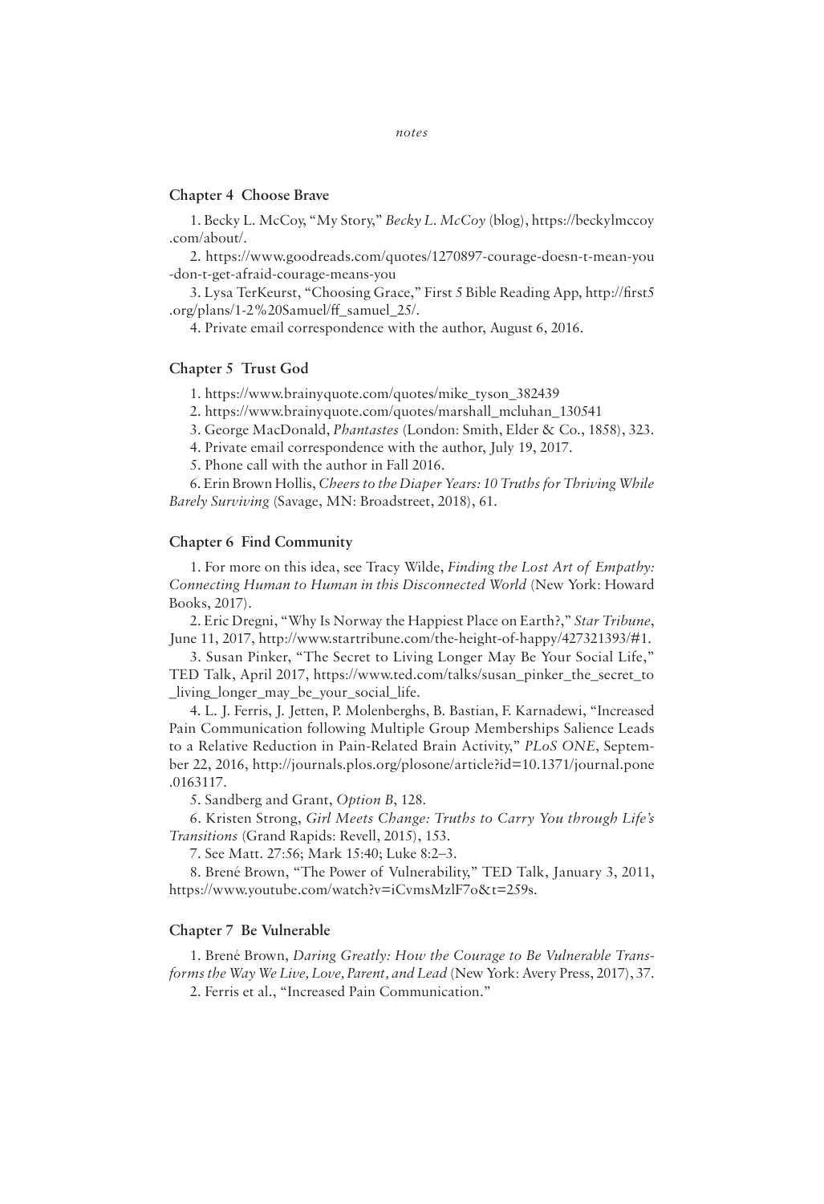## Chapter 4 Choose Brave

1. Becky L. McCoy, "My Story," *Becky L. McCoy* (blog), https://beckylmccoy.com/about/.

2. https://www.goodreads.com/quotes/1270897-courage-doesn-t-mean-you-don-t-get-afraid-courage-means-you

3. Lysa TerKeurst, "Choosing Grace," First 5 Bible Reading App, http://first5.org/plans/1-2%20Samuel/ff_samuel_25/.

4. Private email correspondence with the author, August 6, 2016.

## Chapter 5 Trust God

1. https://www.brainyquote.com/quotes/mike_tyson_382439

2. https://www.brainyquote.com/quotes/marshall_mcluhan_130541

3. George MacDonald, *Phantastes* (London: Smith, Elder & Co., 1858), 323.

4. Private email correspondence with the author, July 19, 2017.

5. Phone call with the author in Fall 2016.

6. Erin Brown Hollis, *Cheers to the Diaper Years: 10 Truths for Thriving While Barely Surviving* (Savage, MN: Broadstreet, 2018), 61.

## Chapter 6 Find Community

1. For more on this idea, see Tracy Wilde, *Finding the Lost Art of Empathy: Connecting Human to Human in this Disconnected World* (New York: Howard Books, 2017).

2. Eric Dregni, "Why Is Norway the Happiest Place on Earth?," *Star Tribune*, June 11, 2017, http://www.startribune.com/the-height-of-happy/427321393/#1.

3. Susan Pinker, "The Secret to Living Longer May Be Your Social Life," TED Talk, April 2017, https://www.ted.com/talks/susan_pinker_the_secret_to_living_longer_may_be_your_social_life.

4. L. J. Ferris, J. Jetten, P. Molenberghs, B. Bastian, F. Karnadewi, "Increased Pain Communication following Multiple Group Memberships Salience Leads to a Relative Reduction in Pain-Related Brain Activity," *PLoS ONE*, September 22, 2016, http://journals.plos.org/plosone/article?id=10.1371/journal.pone.0163117.

5. Sandberg and Grant, *Option B*, 128.

6. Kristen Strong, *Girl Meets Change: Truths to Carry You through Life's Transitions* (Grand Rapids: Revell, 2015), 153.

7. See Matt. 27:56; Mark 15:40; Luke 8:2–3.

8. Brené Brown, "The Power of Vulnerability," TED Talk, January 3, 2011, https://www.youtube.com/watch?v=iCvmsMzlF7o&t=259s.

## Chapter 7 Be Vulnerable

1. Brené Brown, *Daring Greatly: How the Courage to Be Vulnerable Transforms the Way We Live, Love, Parent, and Lead* (New York: Avery Press, 2017), 37.

2. Ferris et al., "Increased Pain Communication."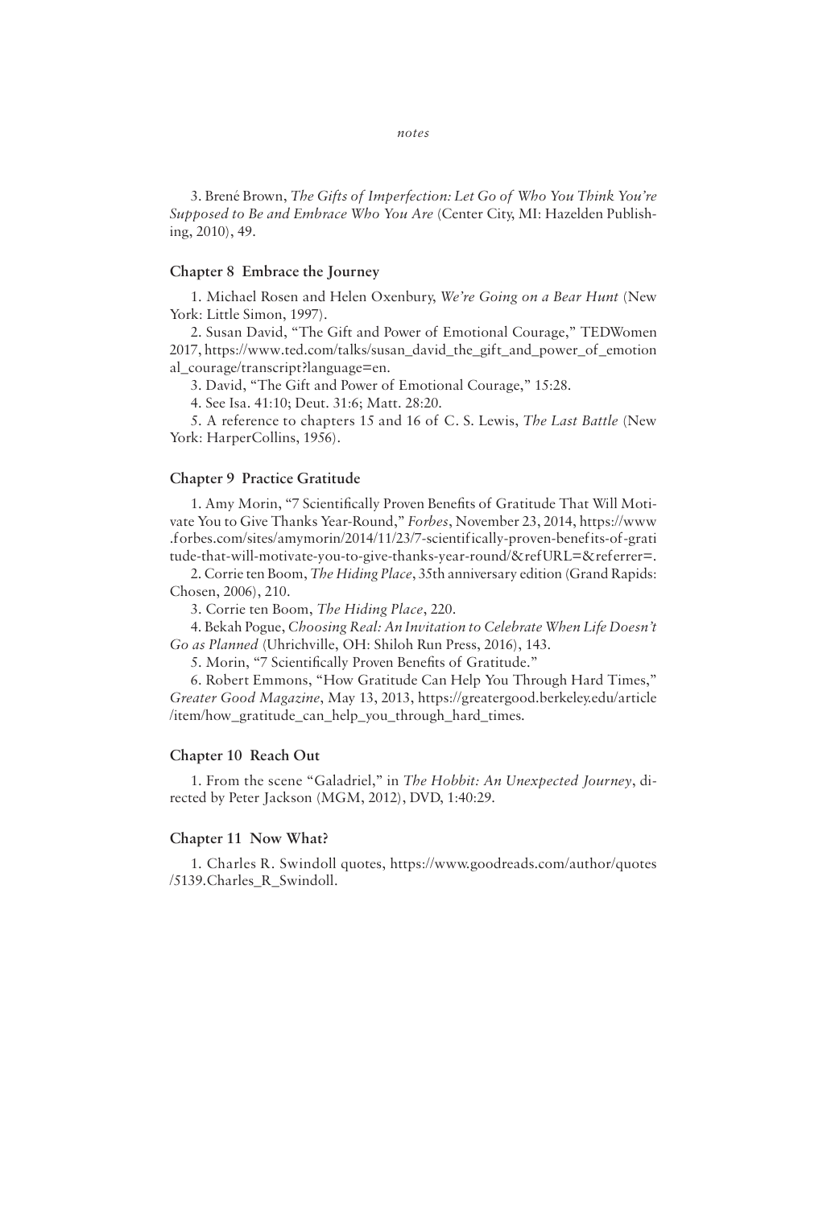3. Brené Brown, *The Gifts of Imperfection: Let Go of Who You Think You're Supposed to Be and Embrace Who You Are* (Center City, MI: Hazelden Publishing, 2010), 49.

### Chapter 8 Embrace the Journey

1. Michael Rosen and Helen Oxenbury, *We're Going on a Bear Hunt* (New York: Little Simon, 1997).

2. Susan David, "The Gift and Power of Emotional Courage," TEDWomen 2017, https://www.ted.com/talks/susan_david_the_gift_and_power_of_emotional_courage/transcript?language=en.

3. David, "The Gift and Power of Emotional Courage," 15:28.

4. See Isa. 41:10; Deut. 31:6; Matt. 28:20.

5. A reference to chapters 15 and 16 of C. S. Lewis, *The Last Battle* (New York: HarperCollins, 1956).

### Chapter 9 Practice Gratitude

1. Amy Morin, "7 Scientifically Proven Benefits of Gratitude That Will Motivate You to Give Thanks Year-Round," *Forbes*, November 23, 2014, https://www.forbes.com/sites/amymorin/2014/11/23/7-scientifically-proven-benefits-of-gratitude-that-will-motivate-you-to-give-thanks-year-round/&refURL=&referrer=.

2. Corrie ten Boom, *The Hiding Place*, 35th anniversary edition (Grand Rapids: Chosen, 2006), 210.

3. Corrie ten Boom, *The Hiding Place*, 220.

4. Bekah Pogue, *Choosing Real: An Invitation to Celebrate When Life Doesn't Go as Planned* (Uhrichville, OH: Shiloh Run Press, 2016), 143.

5. Morin, "7 Scientifically Proven Benefits of Gratitude."

6. Robert Emmons, "How Gratitude Can Help You Through Hard Times," *Greater Good Magazine*, May 13, 2013, https://greatergood.berkeley.edu/article/item/how_gratitude_can_help_you_through_hard_times.

### Chapter 10 Reach Out

1. From the scene "Galadriel," in *The Hobbit: An Unexpected Journey*, directed by Peter Jackson (MGM, 2012), DVD, 1:40:29.

### Chapter 11 Now What?

1. Charles R. Swindoll quotes, https://www.goodreads.com/author/quotes/5139.Charles_R_Swindoll.